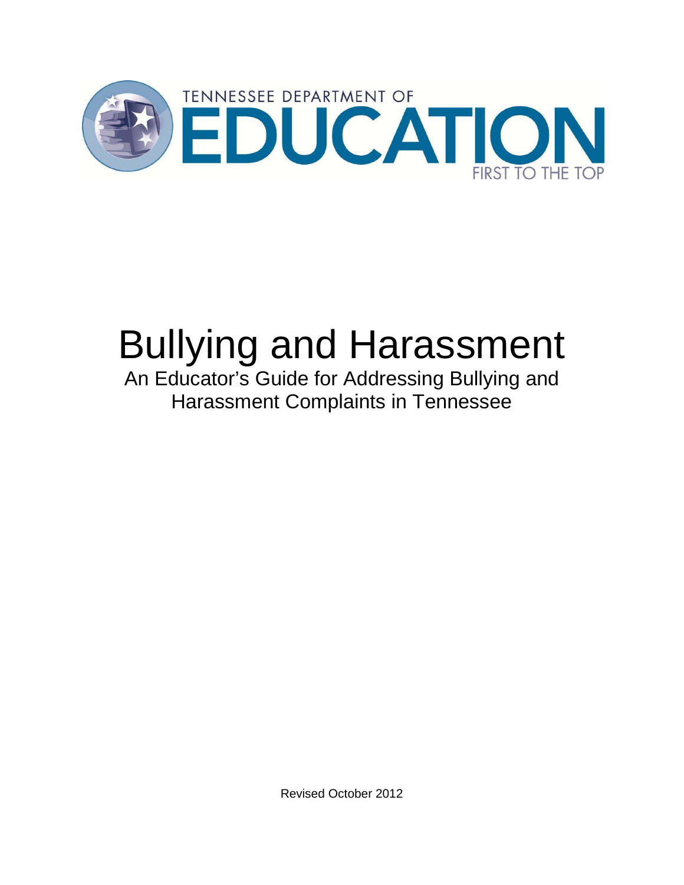TENNESSEE DEPARTMENT OF

EDUCATION

FIRST TO THE TOP

# Bullying and Harassment

## An Educator's Guide for Addressing Bullying and Harassment Complaints in Tennessee

Revised October 2012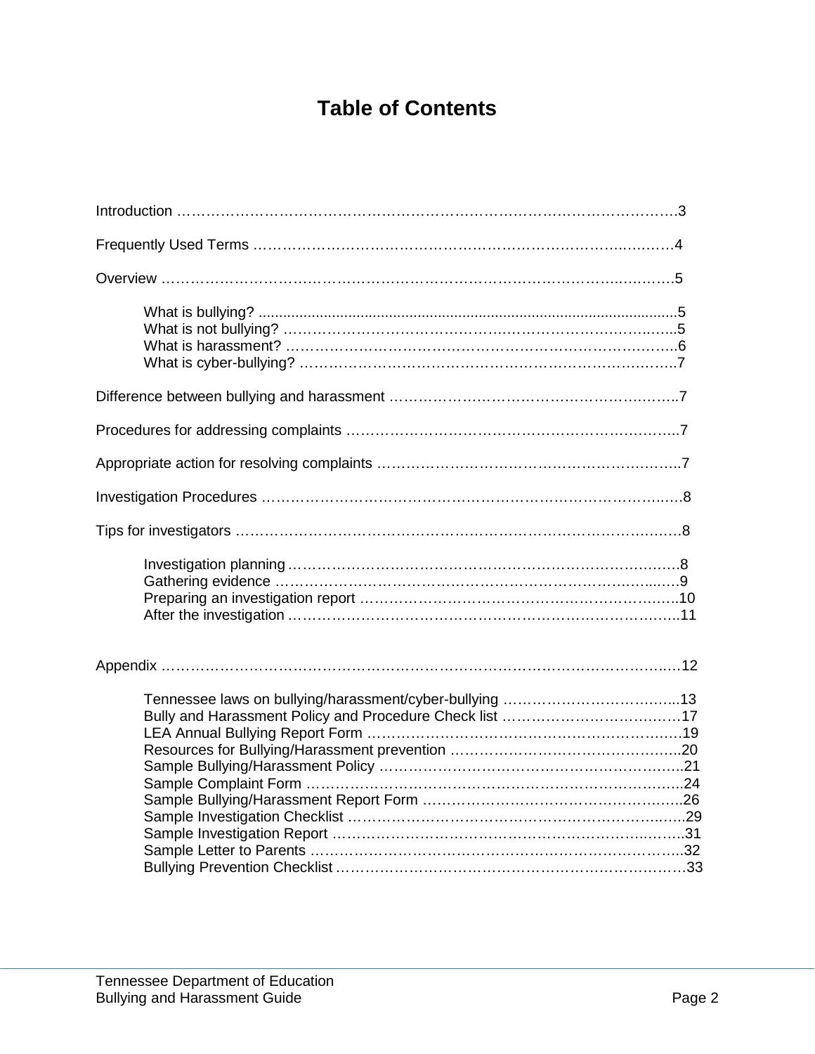# Table of Contents

Introduction ……………………………………………………………………………………….3

Frequently Used Terms ………………………………………………………………………4

Overview ……………………………………………………………………………………….5

- What is bullying? .......................................................................................................5
- What is not bullying? ………………………………………………………………………..5
- What is harassment? ………………………………………………………………………..6
- What is cyber-bullying? ……………………………………………………………………..7

Difference between bullying and harassment ……………………………………………………..7

Procedures for addressing complaints ……………………………………………………………..7

Appropriate action for resolving complaints ………………………………………………………..7

Investigation Procedures ………………………………………………………………………….8

Tips for investigators ……………………………………………………………………………….8

- Investigation planning……………………………………………………………………….8
- Gathering evidence ……………………………………………………………………….9
- Preparing an investigation report ………………………………………………………….10
- After the investigation …………………………………………………………………….11

Appendix ……………………………………………………………………………………….12

- Tennessee laws on bullying/harassment/cyber-bullying ……………………………...13
- Bully and Harassment Policy and Procedure Check list ……………………………….17
- LEA Annual Bullying Report Form ……………………………………………………….19
- Resources for Bullying/Harassment prevention ………………………………………….20
- Sample Bullying/Harassment Policy ……………………………………………………..21
- Sample Complaint Form ………………………………………………………………….24
- Sample Bullying/Harassment Report Form ……………………………………………...26
- Sample Investigation Checklist ……………………………………………………………29
- Sample Investigation Report ……………………………………………………………..31
- Sample Letter to Parents ……………………………………………………………………32
- Bullying Prevention Checklist ………………………………………………………………33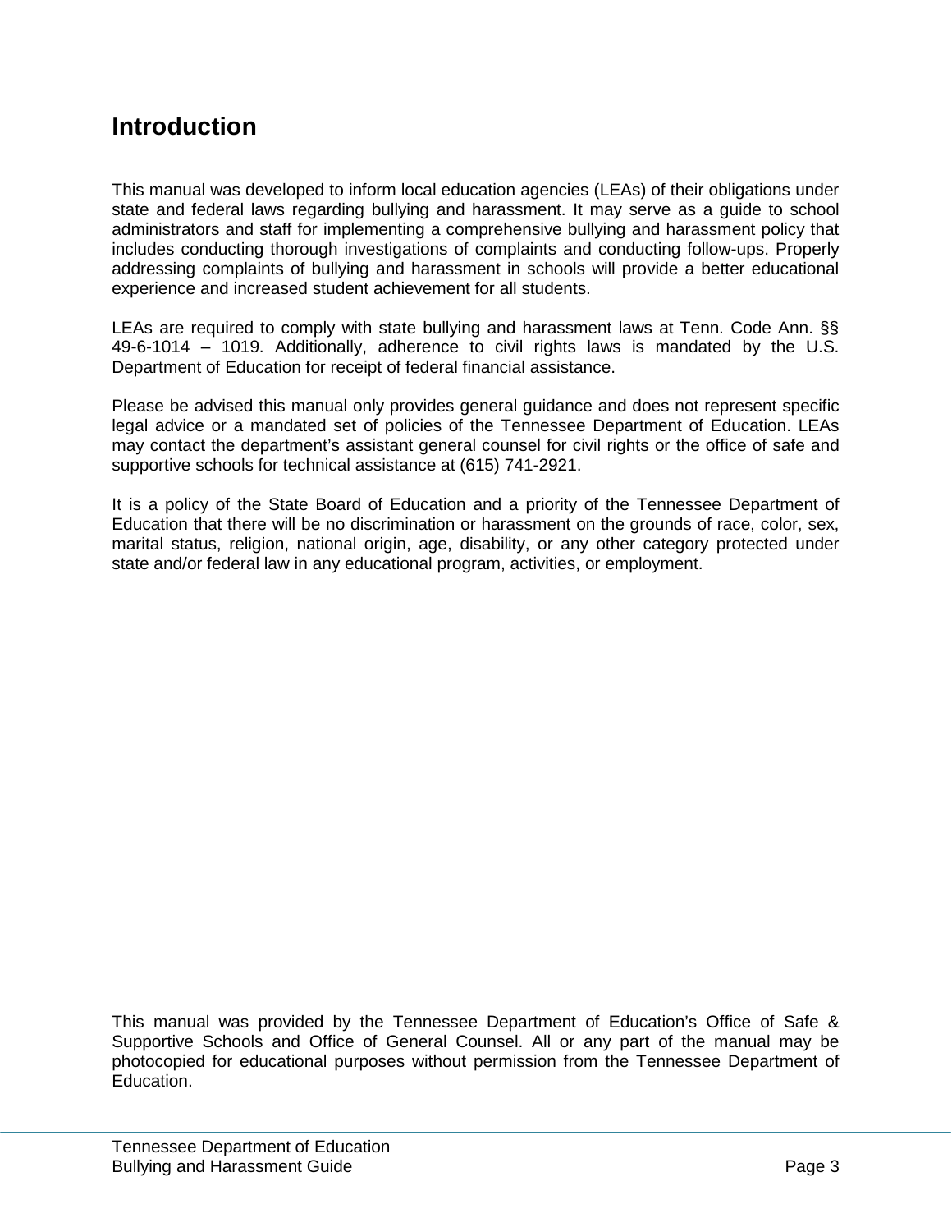# Introduction

This manual was developed to inform local education agencies (LEAs) of their obligations under state and federal laws regarding bullying and harassment. It may serve as a guide to school administrators and staff for implementing a comprehensive bullying and harassment policy that includes conducting thorough investigations of complaints and conducting follow-ups. Properly addressing complaints of bullying and harassment in schools will provide a better educational experience and increased student achievement for all students.

LEAs are required to comply with state bullying and harassment laws at Tenn. Code Ann. §§ 49-6-1014 – 1019. Additionally, adherence to civil rights laws is mandated by the U.S. Department of Education for receipt of federal financial assistance.

Please be advised this manual only provides general guidance and does not represent specific legal advice or a mandated set of policies of the Tennessee Department of Education. LEAs may contact the department's assistant general counsel for civil rights or the office of safe and supportive schools for technical assistance at (615) 741-2921.

It is a policy of the State Board of Education and a priority of the Tennessee Department of Education that there will be no discrimination or harassment on the grounds of race, color, sex, marital status, religion, national origin, age, disability, or any other category protected under state and/or federal law in any educational program, activities, or employment.

This manual was provided by the Tennessee Department of Education's Office of Safe & Supportive Schools and Office of General Counsel. All or any part of the manual may be photocopied for educational purposes without permission from the Tennessee Department of Education.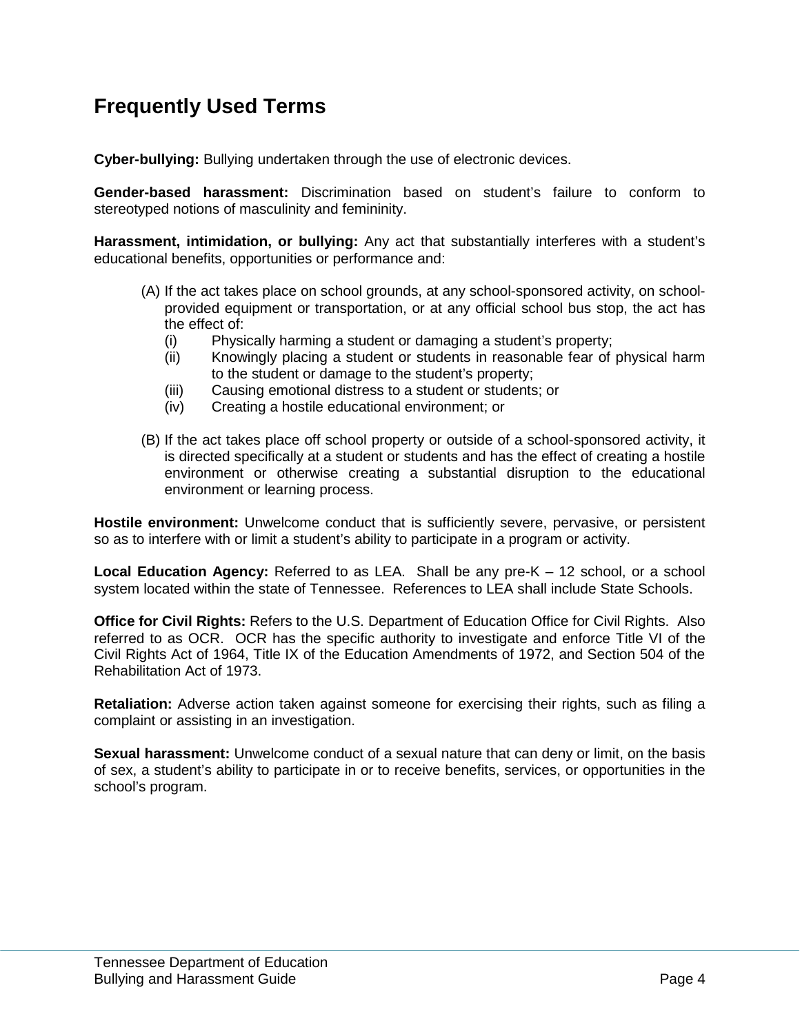# Frequently Used Terms

**Cyber-bullying:** Bullying undertaken through the use of electronic devices.

**Gender-based harassment:** Discrimination based on student's failure to conform to stereotyped notions of masculinity and femininity.

**Harassment, intimidation, or bullying:** Any act that substantially interferes with a student's educational benefits, opportunities or performance and:

(A) If the act takes place on school grounds, at any school-sponsored activity, on school-provided equipment or transportation, or at any official school bus stop, the act has the effect of:

- (i) Physically harming a student or damaging a student's property;
- (ii) Knowingly placing a student or students in reasonable fear of physical harm to the student or damage to the student's property;
- (iii) Causing emotional distress to a student or students; or
- (iv) Creating a hostile educational environment; or

(B) If the act takes place off school property or outside of a school-sponsored activity, it is directed specifically at a student or students and has the effect of creating a hostile environment or otherwise creating a substantial disruption to the educational environment or learning process.

**Hostile environment:** Unwelcome conduct that is sufficiently severe, pervasive, or persistent so as to interfere with or limit a student's ability to participate in a program or activity.

**Local Education Agency:** Referred to as LEA. Shall be any pre-K – 12 school, or a school system located within the state of Tennessee. References to LEA shall include State Schools.

**Office for Civil Rights:** Refers to the U.S. Department of Education Office for Civil Rights. Also referred to as OCR. OCR has the specific authority to investigate and enforce Title VI of the Civil Rights Act of 1964, Title IX of the Education Amendments of 1972, and Section 504 of the Rehabilitation Act of 1973.

**Retaliation:** Adverse action taken against someone for exercising their rights, such as filing a complaint or assisting in an investigation.

**Sexual harassment:** Unwelcome conduct of a sexual nature that can deny or limit, on the basis of sex, a student's ability to participate in or to receive benefits, services, or opportunities in the school's program.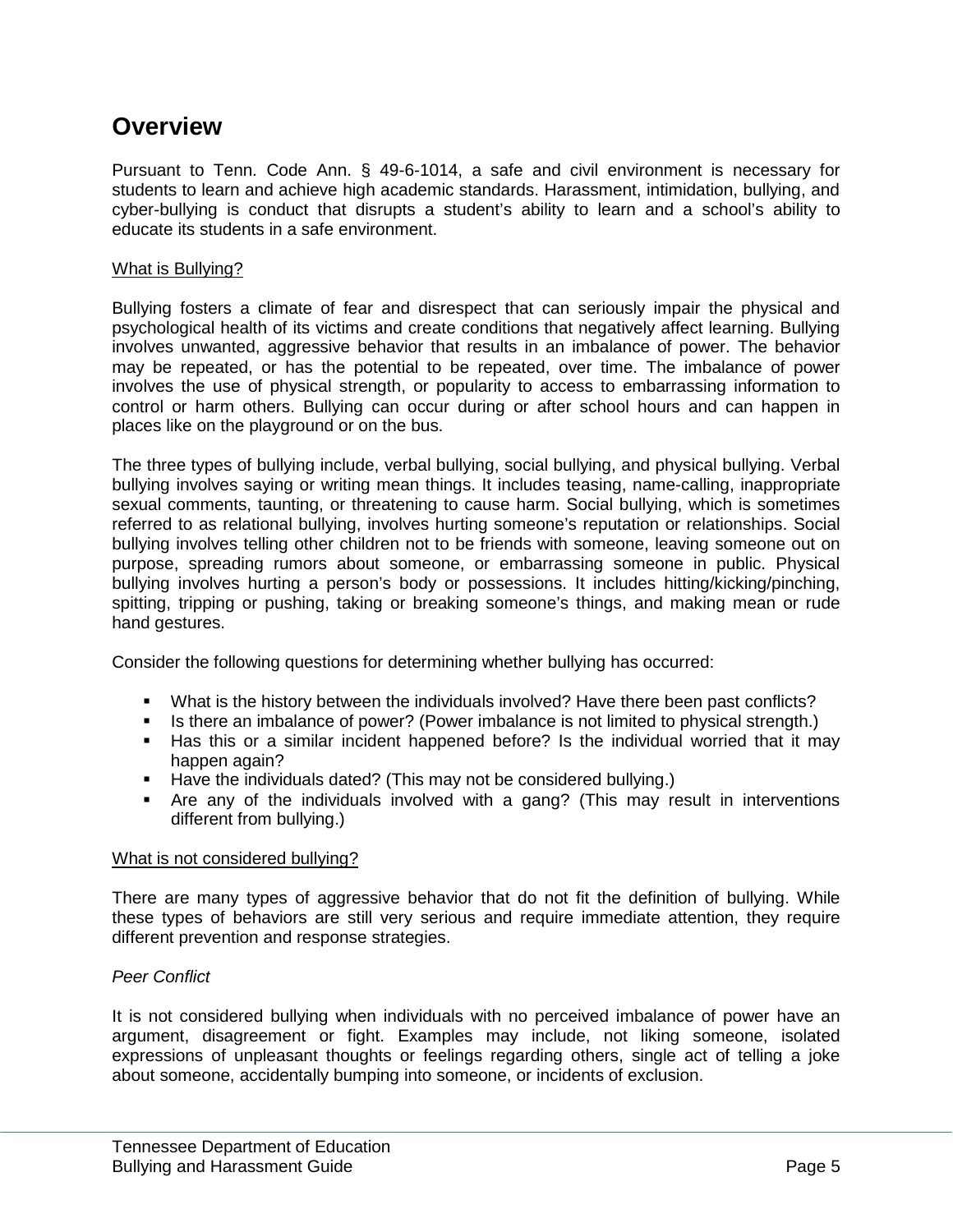# Overview

Pursuant to Tenn. Code Ann. § 49-6-1014, a safe and civil environment is necessary for students to learn and achieve high academic standards. Harassment, intimidation, bullying, and cyber-bullying is conduct that disrupts a student's ability to learn and a school's ability to educate its students in a safe environment.

<u>What is Bullying?</u>

Bullying fosters a climate of fear and disrespect that can seriously impair the physical and psychological health of its victims and create conditions that negatively affect learning. Bullying involves unwanted, aggressive behavior that results in an imbalance of power. The behavior may be repeated, or has the potential to be repeated, over time. The imbalance of power involves the use of physical strength, or popularity to access to embarrassing information to control or harm others. Bullying can occur during or after school hours and can happen in places like on the playground or on the bus.

The three types of bullying include, verbal bullying, social bullying, and physical bullying. Verbal bullying involves saying or writing mean things. It includes teasing, name-calling, inappropriate sexual comments, taunting, or threatening to cause harm. Social bullying, which is sometimes referred to as relational bullying, involves hurting someone's reputation or relationships. Social bullying involves telling other children not to be friends with someone, leaving someone out on purpose, spreading rumors about someone, or embarrassing someone in public. Physical bullying involves hurting a person's body or possessions. It includes hitting/kicking/pinching, spitting, tripping or pushing, taking or breaking someone's things, and making mean or rude hand gestures.

Consider the following questions for determining whether bullying has occurred:

- What is the history between the individuals involved? Have there been past conflicts?
- Is there an imbalance of power? (Power imbalance is not limited to physical strength.)
- Has this or a similar incident happened before? Is the individual worried that it may happen again?
- Have the individuals dated? (This may not be considered bullying.)
- Are any of the individuals involved with a gang? (This may result in interventions different from bullying.)

<u>What is not considered bullying?</u>

There are many types of aggressive behavior that do not fit the definition of bullying. While these types of behaviors are still very serious and require immediate attention, they require different prevention and response strategies.

*Peer Conflict*

It is not considered bullying when individuals with no perceived imbalance of power have an argument, disagreement or fight. Examples may include, not liking someone, isolated expressions of unpleasant thoughts or feelings regarding others, single act of telling a joke about someone, accidentally bumping into someone, or incidents of exclusion.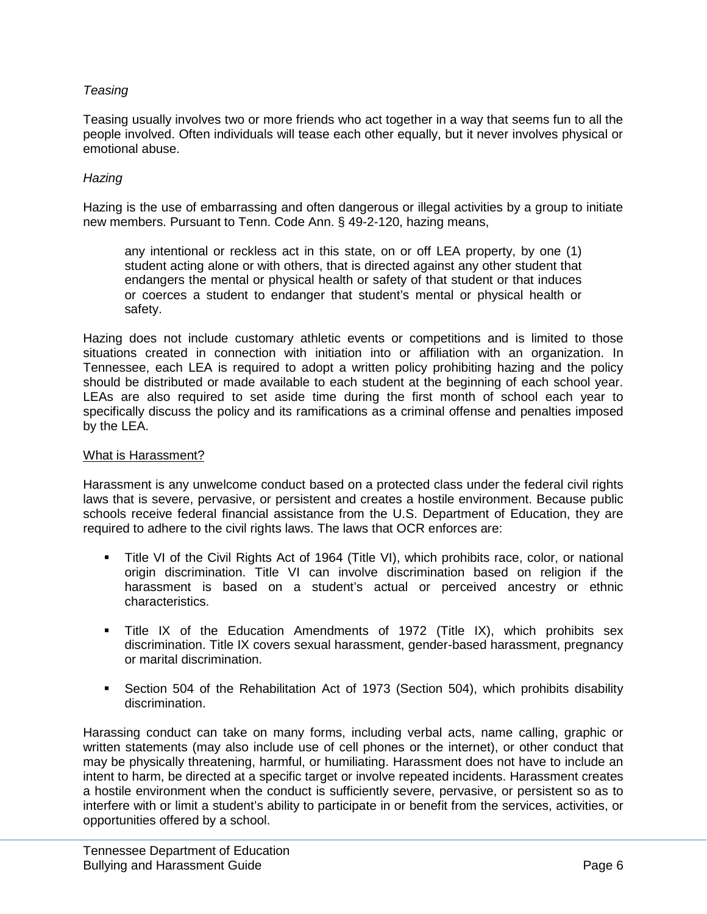*Teasing*

Teasing usually involves two or more friends who act together in a way that seems fun to all the people involved. Often individuals will tease each other equally, but it never involves physical or emotional abuse.

*Hazing*

Hazing is the use of embarrassing and often dangerous or illegal activities by a group to initiate new members. Pursuant to Tenn. Code Ann. § 49-2-120, hazing means,

> any intentional or reckless act in this state, on or off LEA property, by one (1) student acting alone or with others, that is directed against any other student that endangers the mental or physical health or safety of that student or that induces or coerces a student to endanger that student's mental or physical health or safety.

Hazing does not include customary athletic events or competitions and is limited to those situations created in connection with initiation into or affiliation with an organization. In Tennessee, each LEA is required to adopt a written policy prohibiting hazing and the policy should be distributed or made available to each student at the beginning of each school year. LEAs are also required to set aside time during the first month of school each year to specifically discuss the policy and its ramifications as a criminal offense and penalties imposed by the LEA.

<u>What is Harassment?</u>

Harassment is any unwelcome conduct based on a protected class under the federal civil rights laws that is severe, pervasive, or persistent and creates a hostile environment. Because public schools receive federal financial assistance from the U.S. Department of Education, they are required to adhere to the civil rights laws. The laws that OCR enforces are:

- Title VI of the Civil Rights Act of 1964 (Title VI), which prohibits race, color, or national origin discrimination. Title VI can involve discrimination based on religion if the harassment is based on a student's actual or perceived ancestry or ethnic characteristics.
- Title IX of the Education Amendments of 1972 (Title IX), which prohibits sex discrimination. Title IX covers sexual harassment, gender-based harassment, pregnancy or marital discrimination.
- Section 504 of the Rehabilitation Act of 1973 (Section 504), which prohibits disability discrimination.

Harassing conduct can take on many forms, including verbal acts, name calling, graphic or written statements (may also include use of cell phones or the internet), or other conduct that may be physically threatening, harmful, or humiliating. Harassment does not have to include an intent to harm, be directed at a specific target or involve repeated incidents. Harassment creates a hostile environment when the conduct is sufficiently severe, pervasive, or persistent so as to interfere with or limit a student's ability to participate in or benefit from the services, activities, or opportunities offered by a school.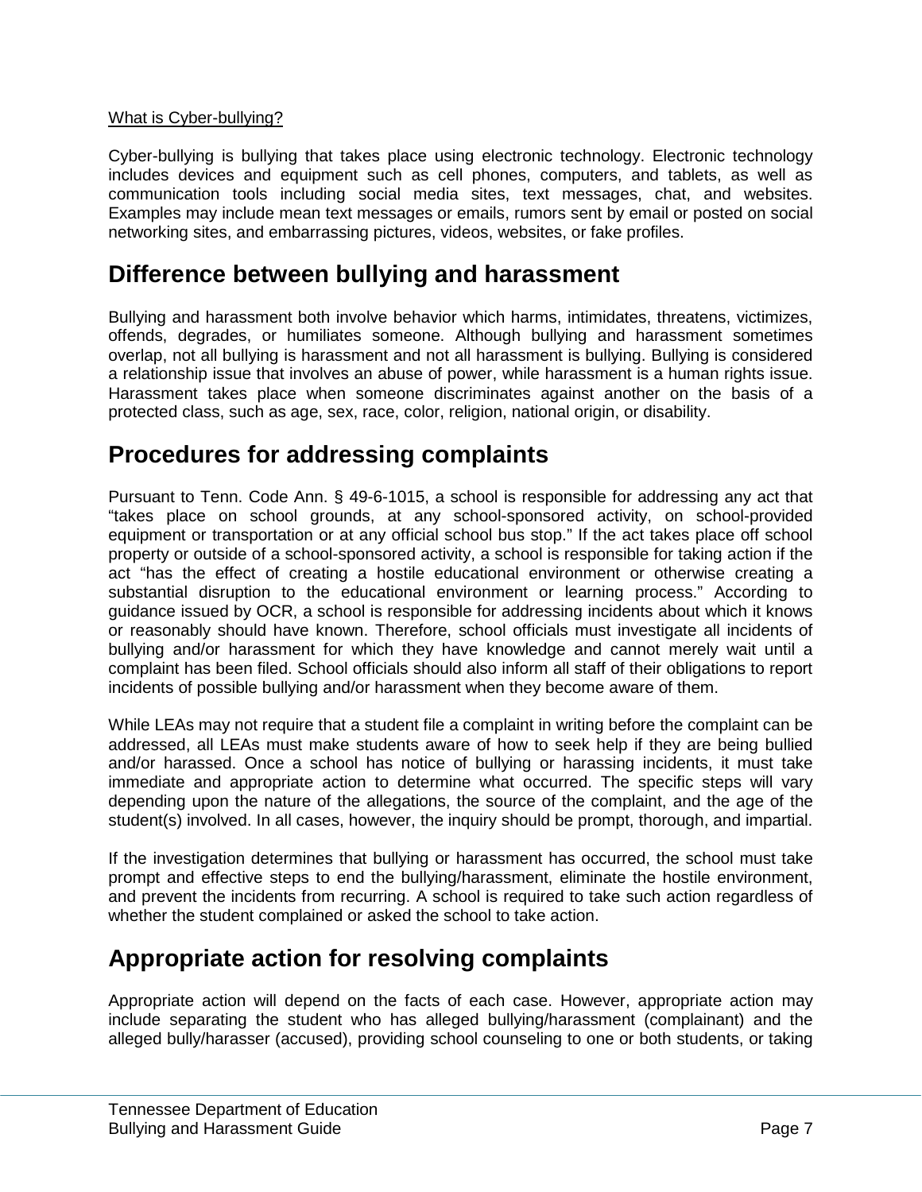What is Cyber-bullying?

Cyber-bullying is bullying that takes place using electronic technology. Electronic technology includes devices and equipment such as cell phones, computers, and tablets, as well as communication tools including social media sites, text messages, chat, and websites. Examples may include mean text messages or emails, rumors sent by email or posted on social networking sites, and embarrassing pictures, videos, websites, or fake profiles.

## Difference between bullying and harassment

Bullying and harassment both involve behavior which harms, intimidates, threatens, victimizes, offends, degrades, or humiliates someone. Although bullying and harassment sometimes overlap, not all bullying is harassment and not all harassment is bullying. Bullying is considered a relationship issue that involves an abuse of power, while harassment is a human rights issue. Harassment takes place when someone discriminates against another on the basis of a protected class, such as age, sex, race, color, religion, national origin, or disability.

## Procedures for addressing complaints

Pursuant to Tenn. Code Ann. § 49-6-1015, a school is responsible for addressing any act that "takes place on school grounds, at any school-sponsored activity, on school-provided equipment or transportation or at any official school bus stop." If the act takes place off school property or outside of a school-sponsored activity, a school is responsible for taking action if the act "has the effect of creating a hostile educational environment or otherwise creating a substantial disruption to the educational environment or learning process." According to guidance issued by OCR, a school is responsible for addressing incidents about which it knows or reasonably should have known. Therefore, school officials must investigate all incidents of bullying and/or harassment for which they have knowledge and cannot merely wait until a complaint has been filed. School officials should also inform all staff of their obligations to report incidents of possible bullying and/or harassment when they become aware of them.

While LEAs may not require that a student file a complaint in writing before the complaint can be addressed, all LEAs must make students aware of how to seek help if they are being bullied and/or harassed. Once a school has notice of bullying or harassing incidents, it must take immediate and appropriate action to determine what occurred. The specific steps will vary depending upon the nature of the allegations, the source of the complaint, and the age of the student(s) involved. In all cases, however, the inquiry should be prompt, thorough, and impartial.

If the investigation determines that bullying or harassment has occurred, the school must take prompt and effective steps to end the bullying/harassment, eliminate the hostile environment, and prevent the incidents from recurring. A school is required to take such action regardless of whether the student complained or asked the school to take action.

## Appropriate action for resolving complaints

Appropriate action will depend on the facts of each case. However, appropriate action may include separating the student who has alleged bullying/harassment (complainant) and the alleged bully/harasser (accused), providing school counseling to one or both students, or taking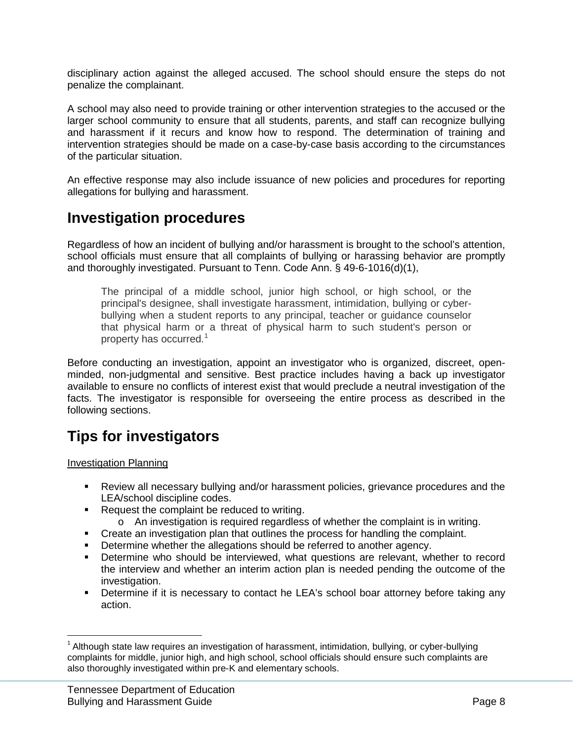disciplinary action against the alleged accused. The school should ensure the steps do not penalize the complainant.

A school may also need to provide training or other intervention strategies to the accused or the larger school community to ensure that all students, parents, and staff can recognize bullying and harassment if it recurs and know how to respond. The determination of training and intervention strategies should be made on a case-by-case basis according to the circumstances of the particular situation.

An effective response may also include issuance of new policies and procedures for reporting allegations for bullying and harassment.

## Investigation procedures

Regardless of how an incident of bullying and/or harassment is brought to the school's attention, school officials must ensure that all complaints of bullying or harassing behavior are promptly and thoroughly investigated. Pursuant to Tenn. Code Ann. § 49-6-1016(d)(1),

> The principal of a middle school, junior high school, or high school, or the principal's designee, shall investigate harassment, intimidation, bullying or cyber-bullying when a student reports to any principal, teacher or guidance counselor that physical harm or a threat of physical harm to such student's person or property has occurred.[1]

Before conducting an investigation, appoint an investigator who is organized, discreet, open-minded, non-judgmental and sensitive. Best practice includes having a back up investigator available to ensure no conflicts of interest exist that would preclude a neutral investigation of the facts. The investigator is responsible for overseeing the entire process as described in the following sections.

## Tips for investigators

<u>Investigation Planning</u>

- Review all necessary bullying and/or harassment policies, grievance procedures and the LEA/school discipline codes.
- Request the complaint be reduced to writing.
  - An investigation is required regardless of whether the complaint is in writing.
- Create an investigation plan that outlines the process for handling the complaint.
- Determine whether the allegations should be referred to another agency.
- Determine who should be interviewed, what questions are relevant, whether to record the interview and whether an interim action plan is needed pending the outcome of the investigation.
- Determine if it is necessary to contact he LEA's school boar attorney before taking any action.

---

[1] Although state law requires an investigation of harassment, intimidation, bullying, or cyber-bullying complaints for middle, junior high, and high school, school officials should ensure such complaints are also thoroughly investigated within pre-K and elementary schools.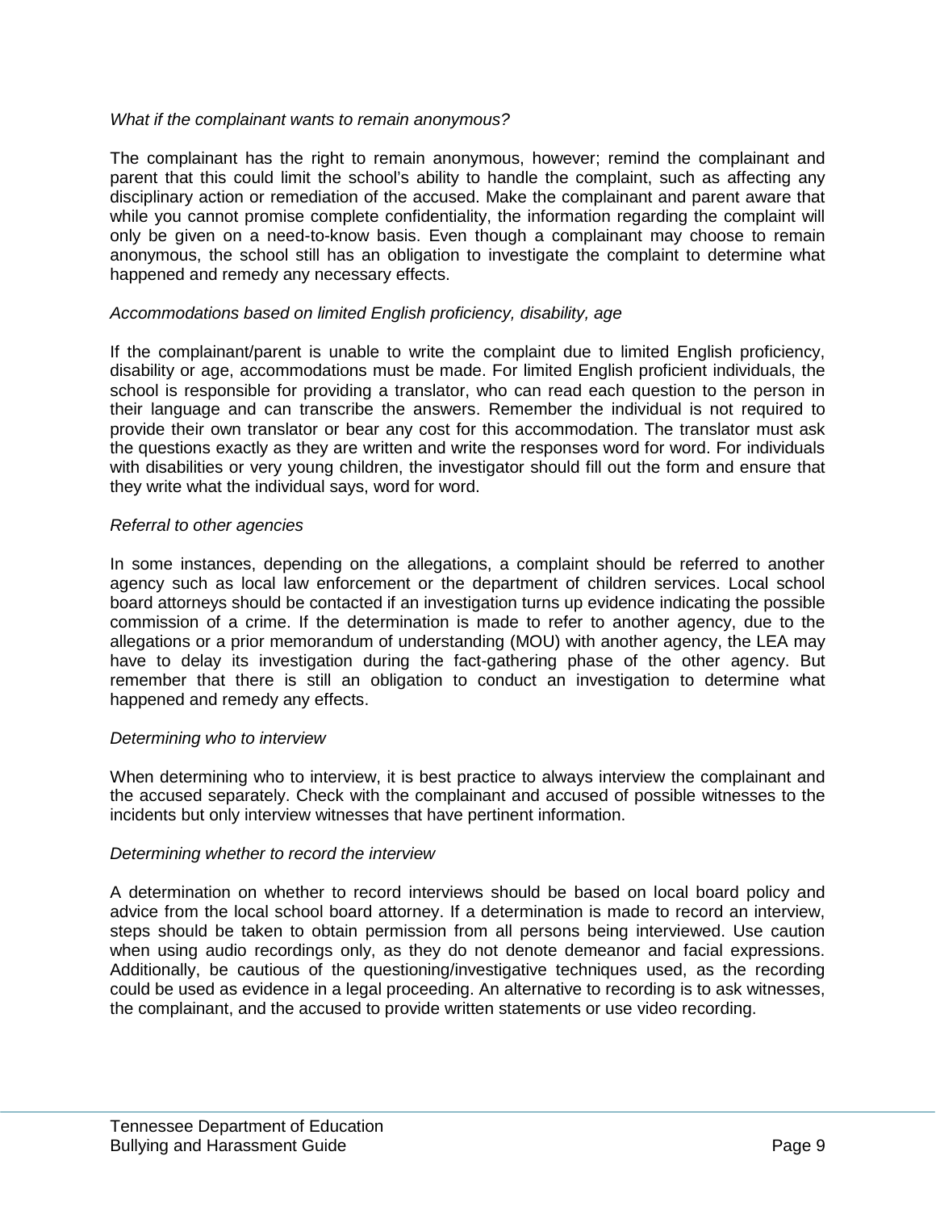*What if the complainant wants to remain anonymous?*

The complainant has the right to remain anonymous, however; remind the complainant and parent that this could limit the school's ability to handle the complaint, such as affecting any disciplinary action or remediation of the accused. Make the complainant and parent aware that while you cannot promise complete confidentiality, the information regarding the complaint will only be given on a need-to-know basis. Even though a complainant may choose to remain anonymous, the school still has an obligation to investigate the complaint to determine what happened and remedy any necessary effects.

*Accommodations based on limited English proficiency, disability, age*

If the complainant/parent is unable to write the complaint due to limited English proficiency, disability or age, accommodations must be made. For limited English proficient individuals, the school is responsible for providing a translator, who can read each question to the person in their language and can transcribe the answers. Remember the individual is not required to provide their own translator or bear any cost for this accommodation. The translator must ask the questions exactly as they are written and write the responses word for word. For individuals with disabilities or very young children, the investigator should fill out the form and ensure that they write what the individual says, word for word.

*Referral to other agencies*

In some instances, depending on the allegations, a complaint should be referred to another agency such as local law enforcement or the department of children services. Local school board attorneys should be contacted if an investigation turns up evidence indicating the possible commission of a crime. If the determination is made to refer to another agency, due to the allegations or a prior memorandum of understanding (MOU) with another agency, the LEA may have to delay its investigation during the fact-gathering phase of the other agency. But remember that there is still an obligation to conduct an investigation to determine what happened and remedy any effects.

*Determining who to interview*

When determining who to interview, it is best practice to always interview the complainant and the accused separately. Check with the complainant and accused of possible witnesses to the incidents but only interview witnesses that have pertinent information.

*Determining whether to record the interview*

A determination on whether to record interviews should be based on local board policy and advice from the local school board attorney. If a determination is made to record an interview, steps should be taken to obtain permission from all persons being interviewed. Use caution when using audio recordings only, as they do not denote demeanor and facial expressions. Additionally, be cautious of the questioning/investigative techniques used, as the recording could be used as evidence in a legal proceeding. An alternative to recording is to ask witnesses, the complainant, and the accused to provide written statements or use video recording.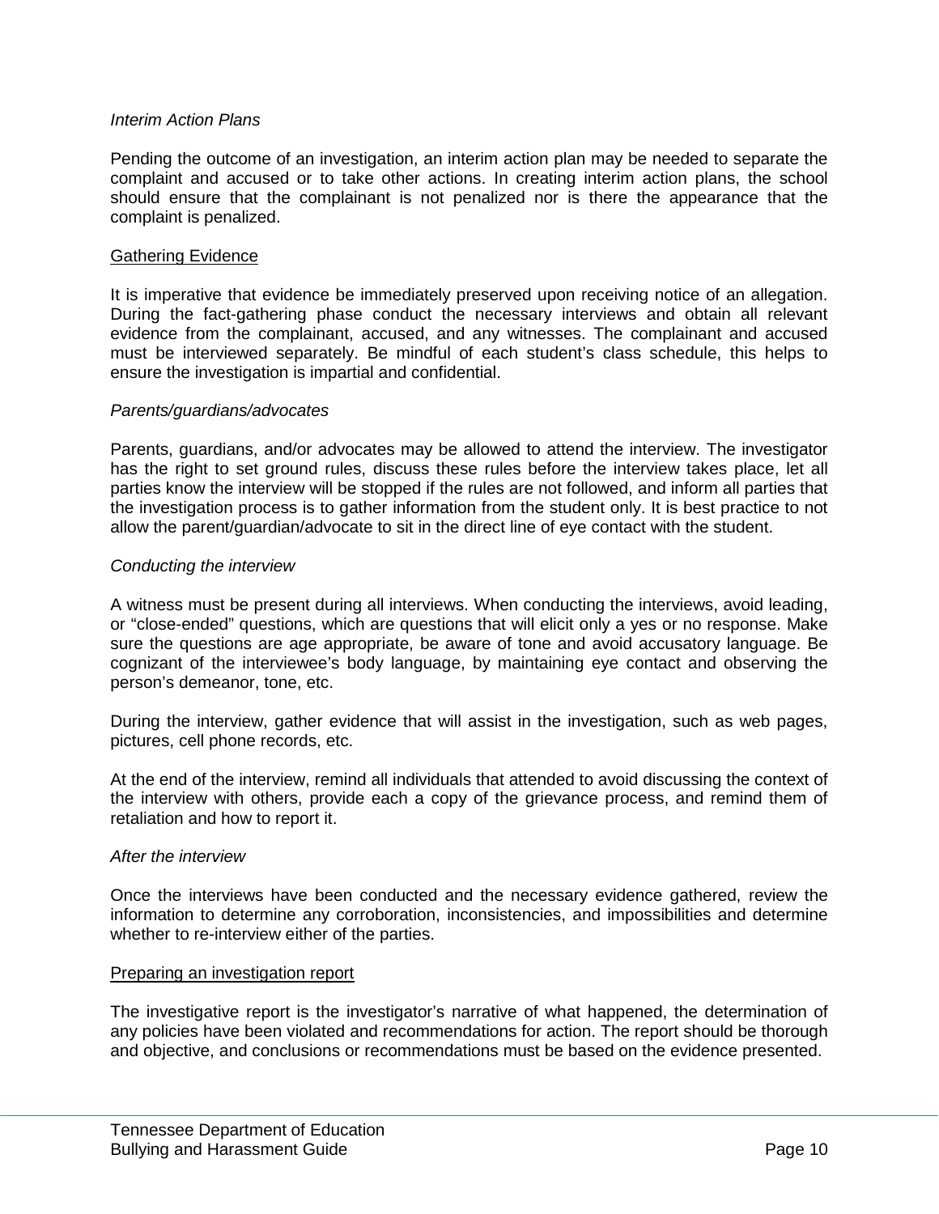*Interim Action Plans*

Pending the outcome of an investigation, an interim action plan may be needed to separate the complaint and accused or to take other actions. In creating interim action plans, the school should ensure that the complainant is not penalized nor is there the appearance that the complaint is penalized.

<u>Gathering Evidence</u>

It is imperative that evidence be immediately preserved upon receiving notice of an allegation. During the fact-gathering phase conduct the necessary interviews and obtain all relevant evidence from the complainant, accused, and any witnesses. The complainant and accused must be interviewed separately. Be mindful of each student's class schedule, this helps to ensure the investigation is impartial and confidential.

*Parents/guardians/advocates*

Parents, guardians, and/or advocates may be allowed to attend the interview. The investigator has the right to set ground rules, discuss these rules before the interview takes place, let all parties know the interview will be stopped if the rules are not followed, and inform all parties that the investigation process is to gather information from the student only. It is best practice to not allow the parent/guardian/advocate to sit in the direct line of eye contact with the student.

*Conducting the interview*

A witness must be present during all interviews. When conducting the interviews, avoid leading, or "close-ended" questions, which are questions that will elicit only a yes or no response. Make sure the questions are age appropriate, be aware of tone and avoid accusatory language. Be cognizant of the interviewee's body language, by maintaining eye contact and observing the person's demeanor, tone, etc.

During the interview, gather evidence that will assist in the investigation, such as web pages, pictures, cell phone records, etc.

At the end of the interview, remind all individuals that attended to avoid discussing the context of the interview with others, provide each a copy of the grievance process, and remind them of retaliation and how to report it.

*After the interview*

Once the interviews have been conducted and the necessary evidence gathered, review the information to determine any corroboration, inconsistencies, and impossibilities and determine whether to re-interview either of the parties.

<u>Preparing an investigation report</u>

The investigative report is the investigator's narrative of what happened, the determination of any policies have been violated and recommendations for action. The report should be thorough and objective, and conclusions or recommendations must be based on the evidence presented.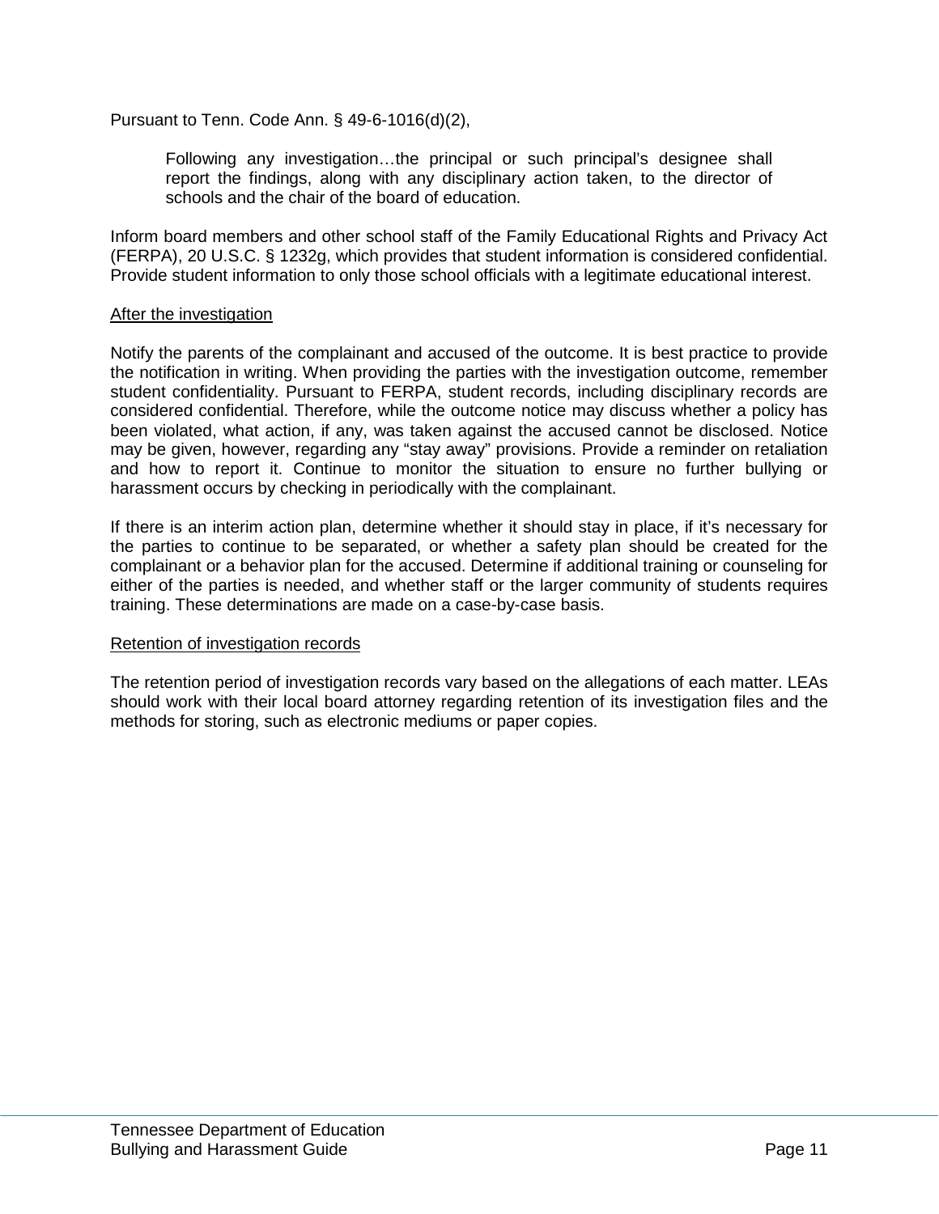Pursuant to Tenn. Code Ann. § 49-6-1016(d)(2),

> Following any investigation…the principal or such principal's designee shall report the findings, along with any disciplinary action taken, to the director of schools and the chair of the board of education.

Inform board members and other school staff of the Family Educational Rights and Privacy Act (FERPA), 20 U.S.C. § 1232g, which provides that student information is considered confidential. Provide student information to only those school officials with a legitimate educational interest.

<u>After the investigation</u>

Notify the parents of the complainant and accused of the outcome. It is best practice to provide the notification in writing. When providing the parties with the investigation outcome, remember student confidentiality. Pursuant to FERPA, student records, including disciplinary records are considered confidential. Therefore, while the outcome notice may discuss whether a policy has been violated, what action, if any, was taken against the accused cannot be disclosed. Notice may be given, however, regarding any "stay away" provisions. Provide a reminder on retaliation and how to report it. Continue to monitor the situation to ensure no further bullying or harassment occurs by checking in periodically with the complainant.

If there is an interim action plan, determine whether it should stay in place, if it's necessary for the parties to continue to be separated, or whether a safety plan should be created for the complainant or a behavior plan for the accused. Determine if additional training or counseling for either of the parties is needed, and whether staff or the larger community of students requires training. These determinations are made on a case-by-case basis.

<u>Retention of investigation records</u>

The retention period of investigation records vary based on the allegations of each matter. LEAs should work with their local board attorney regarding retention of its investigation files and the methods for storing, such as electronic mediums or paper copies.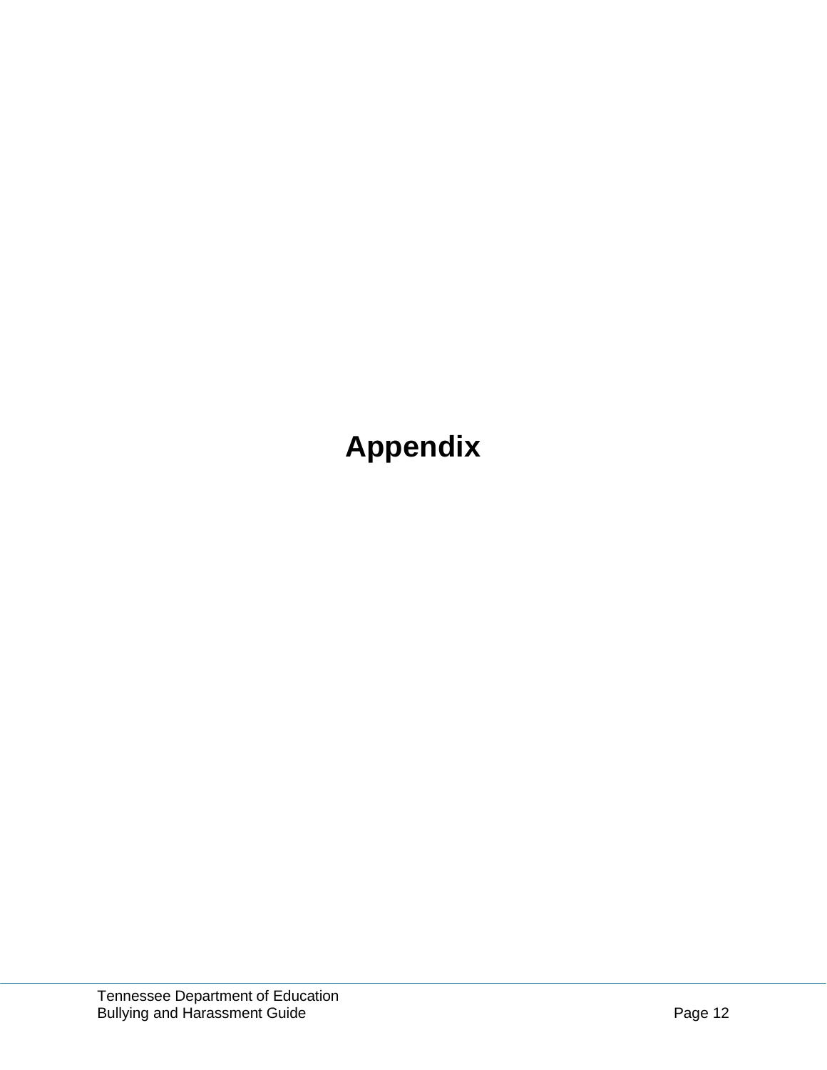# Appendix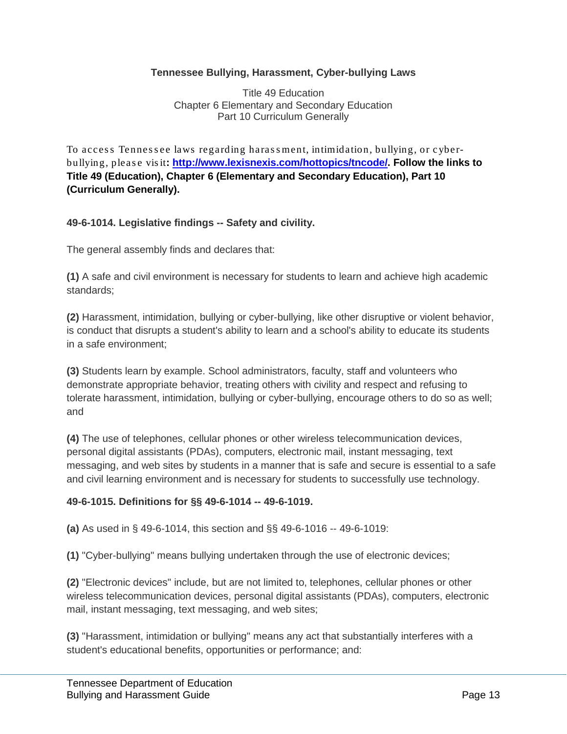**Tennessee Bullying, Harassment, Cyber-bullying Laws**

Title 49 Education
Chapter 6 Elementary and Secondary Education
Part 10 Curriculum Generally

To access Tennessee laws regarding harassment, intimidation, bullying, or cyber-bullying, please visit**: [http://www.lexisnexis.com/hottopics/tncode/](http://www.lexisnexis.com/hottopics/tncode/). Follow the links to Title 49 (Education), Chapter 6 (Elementary and Secondary Education), Part 10 (Curriculum Generally).**

**49-6-1014. Legislative findings -- Safety and civility.**

The general assembly finds and declares that:

**(1)** A safe and civil environment is necessary for students to learn and achieve high academic standards;

**(2)** Harassment, intimidation, bullying or cyber-bullying, like other disruptive or violent behavior, is conduct that disrupts a student's ability to learn and a school's ability to educate its students in a safe environment;

**(3)** Students learn by example. School administrators, faculty, staff and volunteers who demonstrate appropriate behavior, treating others with civility and respect and refusing to tolerate harassment, intimidation, bullying or cyber-bullying, encourage others to do so as well; and

**(4)** The use of telephones, cellular phones or other wireless telecommunication devices, personal digital assistants (PDAs), computers, electronic mail, instant messaging, text messaging, and web sites by students in a manner that is safe and secure is essential to a safe and civil learning environment and is necessary for students to successfully use technology.

**49-6-1015. Definitions for §§ 49-6-1014 -- 49-6-1019.**

**(a)** As used in § 49-6-1014, this section and §§ 49-6-1016 -- 49-6-1019:

**(1)** "Cyber-bullying" means bullying undertaken through the use of electronic devices;

**(2)** "Electronic devices" include, but are not limited to, telephones, cellular phones or other wireless telecommunication devices, personal digital assistants (PDAs), computers, electronic mail, instant messaging, text messaging, and web sites;

**(3)** "Harassment, intimidation or bullying" means any act that substantially interferes with a student's educational benefits, opportunities or performance; and: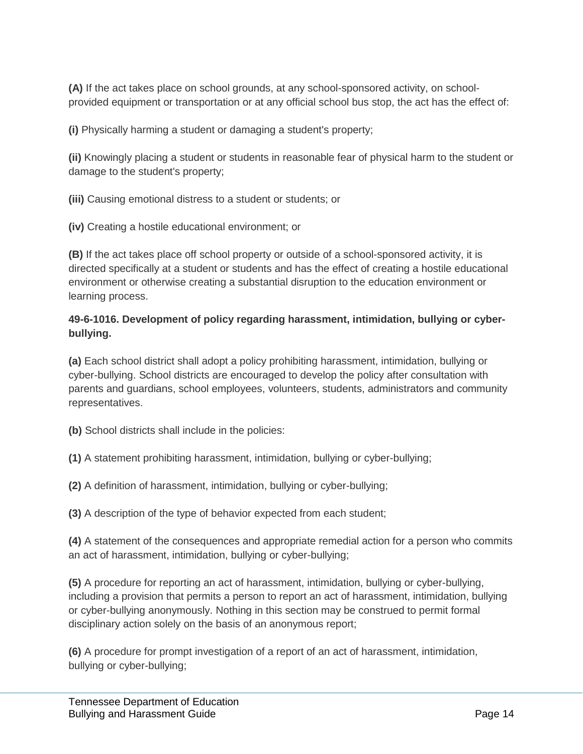**(A)** If the act takes place on school grounds, at any school-sponsored activity, on school-provided equipment or transportation or at any official school bus stop, the act has the effect of:

**(i)** Physically harming a student or damaging a student's property;

**(ii)** Knowingly placing a student or students in reasonable fear of physical harm to the student or damage to the student's property;

**(iii)** Causing emotional distress to a student or students; or

**(iv)** Creating a hostile educational environment; or

**(B)** If the act takes place off school property or outside of a school-sponsored activity, it is directed specifically at a student or students and has the effect of creating a hostile educational environment or otherwise creating a substantial disruption to the education environment or learning process.

**49-6-1016. Development of policy regarding harassment, intimidation, bullying or cyber-bullying.**

**(a)** Each school district shall adopt a policy prohibiting harassment, intimidation, bullying or cyber-bullying. School districts are encouraged to develop the policy after consultation with parents and guardians, school employees, volunteers, students, administrators and community representatives.

**(b)** School districts shall include in the policies:

**(1)** A statement prohibiting harassment, intimidation, bullying or cyber-bullying;

**(2)** A definition of harassment, intimidation, bullying or cyber-bullying;

**(3)** A description of the type of behavior expected from each student;

**(4)** A statement of the consequences and appropriate remedial action for a person who commits an act of harassment, intimidation, bullying or cyber-bullying;

**(5)** A procedure for reporting an act of harassment, intimidation, bullying or cyber-bullying, including a provision that permits a person to report an act of harassment, intimidation, bullying or cyber-bullying anonymously. Nothing in this section may be construed to permit formal disciplinary action solely on the basis of an anonymous report;

**(6)** A procedure for prompt investigation of a report of an act of harassment, intimidation, bullying or cyber-bullying;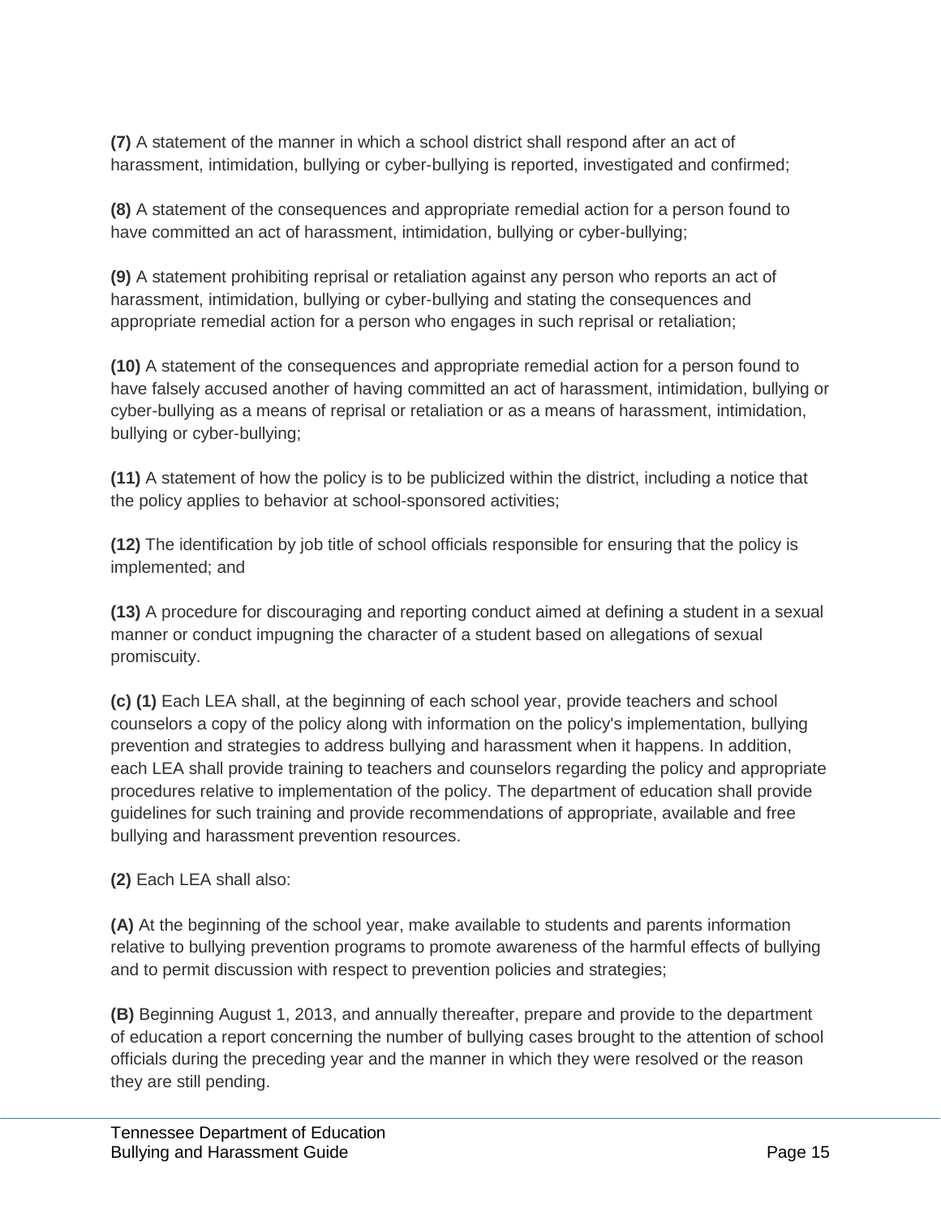**(7)** A statement of the manner in which a school district shall respond after an act of harassment, intimidation, bullying or cyber-bullying is reported, investigated and confirmed;

**(8)** A statement of the consequences and appropriate remedial action for a person found to have committed an act of harassment, intimidation, bullying or cyber-bullying;

**(9)** A statement prohibiting reprisal or retaliation against any person who reports an act of harassment, intimidation, bullying or cyber-bullying and stating the consequences and appropriate remedial action for a person who engages in such reprisal or retaliation;

**(10)** A statement of the consequences and appropriate remedial action for a person found to have falsely accused another of having committed an act of harassment, intimidation, bullying or cyber-bullying as a means of reprisal or retaliation or as a means of harassment, intimidation, bullying or cyber-bullying;

**(11)** A statement of how the policy is to be publicized within the district, including a notice that the policy applies to behavior at school-sponsored activities;

**(12)** The identification by job title of school officials responsible for ensuring that the policy is implemented; and

**(13)** A procedure for discouraging and reporting conduct aimed at defining a student in a sexual manner or conduct impugning the character of a student based on allegations of sexual promiscuity.

**(c) (1)** Each LEA shall, at the beginning of each school year, provide teachers and school counselors a copy of the policy along with information on the policy's implementation, bullying prevention and strategies to address bullying and harassment when it happens. In addition, each LEA shall provide training to teachers and counselors regarding the policy and appropriate procedures relative to implementation of the policy. The department of education shall provide guidelines for such training and provide recommendations of appropriate, available and free bullying and harassment prevention resources.

**(2)** Each LEA shall also:

**(A)** At the beginning of the school year, make available to students and parents information relative to bullying prevention programs to promote awareness of the harmful effects of bullying and to permit discussion with respect to prevention policies and strategies;

**(B)** Beginning August 1, 2013, and annually thereafter, prepare and provide to the department of education a report concerning the number of bullying cases brought to the attention of school officials during the preceding year and the manner in which they were resolved or the reason they are still pending.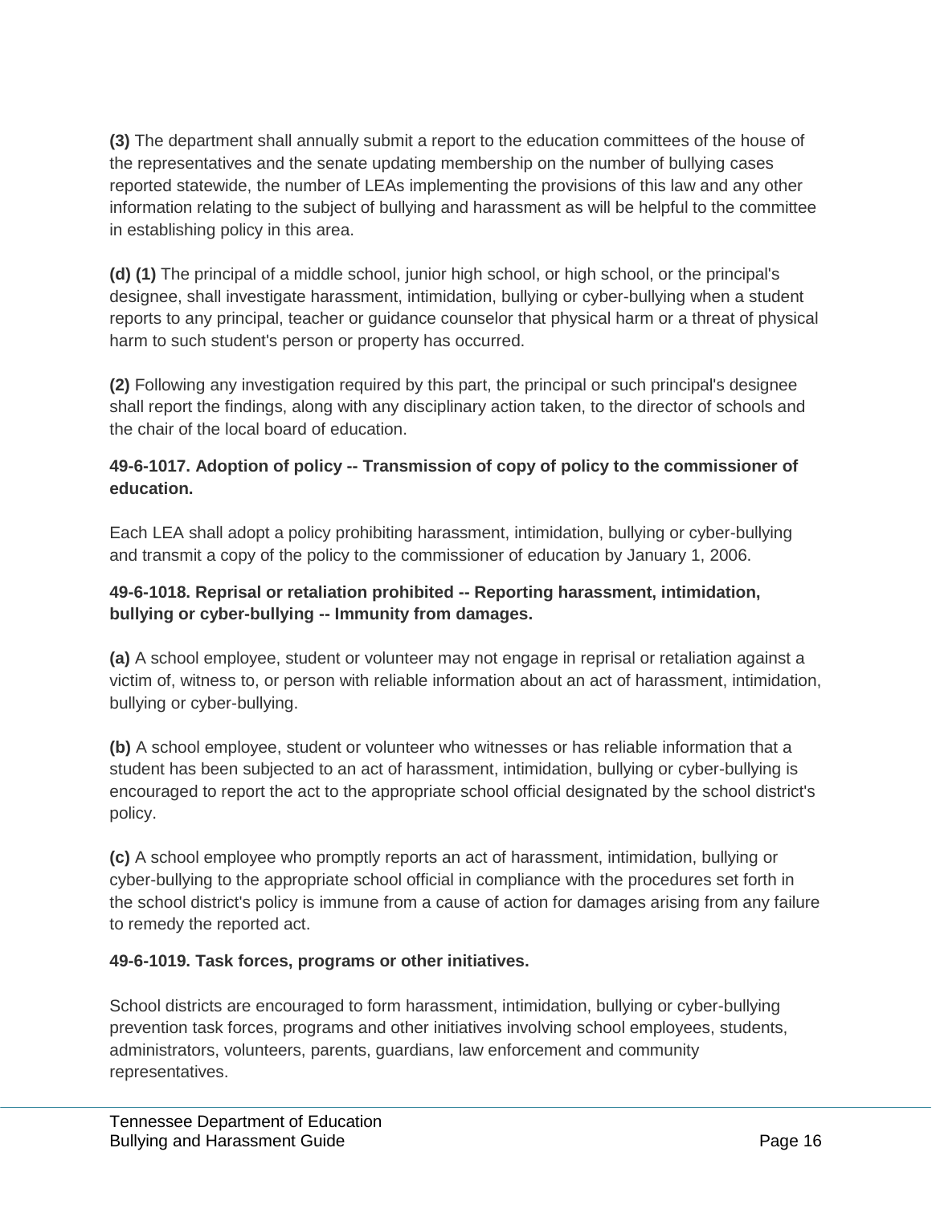**(3)** The department shall annually submit a report to the education committees of the house of the representatives and the senate updating membership on the number of bullying cases reported statewide, the number of LEAs implementing the provisions of this law and any other information relating to the subject of bullying and harassment as will be helpful to the committee in establishing policy in this area.

**(d) (1)** The principal of a middle school, junior high school, or high school, or the principal's designee, shall investigate harassment, intimidation, bullying or cyber-bullying when a student reports to any principal, teacher or guidance counselor that physical harm or a threat of physical harm to such student's person or property has occurred.

**(2)** Following any investigation required by this part, the principal or such principal's designee shall report the findings, along with any disciplinary action taken, to the director of schools and the chair of the local board of education.

**49-6-1017. Adoption of policy -- Transmission of copy of policy to the commissioner of education.**

Each LEA shall adopt a policy prohibiting harassment, intimidation, bullying or cyber-bullying and transmit a copy of the policy to the commissioner of education by January 1, 2006.

**49-6-1018. Reprisal or retaliation prohibited -- Reporting harassment, intimidation, bullying or cyber-bullying -- Immunity from damages.**

**(a)** A school employee, student or volunteer may not engage in reprisal or retaliation against a victim of, witness to, or person with reliable information about an act of harassment, intimidation, bullying or cyber-bullying.

**(b)** A school employee, student or volunteer who witnesses or has reliable information that a student has been subjected to an act of harassment, intimidation, bullying or cyber-bullying is encouraged to report the act to the appropriate school official designated by the school district's policy.

**(c)** A school employee who promptly reports an act of harassment, intimidation, bullying or cyber-bullying to the appropriate school official in compliance with the procedures set forth in the school district's policy is immune from a cause of action for damages arising from any failure to remedy the reported act.

**49-6-1019. Task forces, programs or other initiatives.**

School districts are encouraged to form harassment, intimidation, bullying or cyber-bullying prevention task forces, programs and other initiatives involving school employees, students, administrators, volunteers, parents, guardians, law enforcement and community representatives.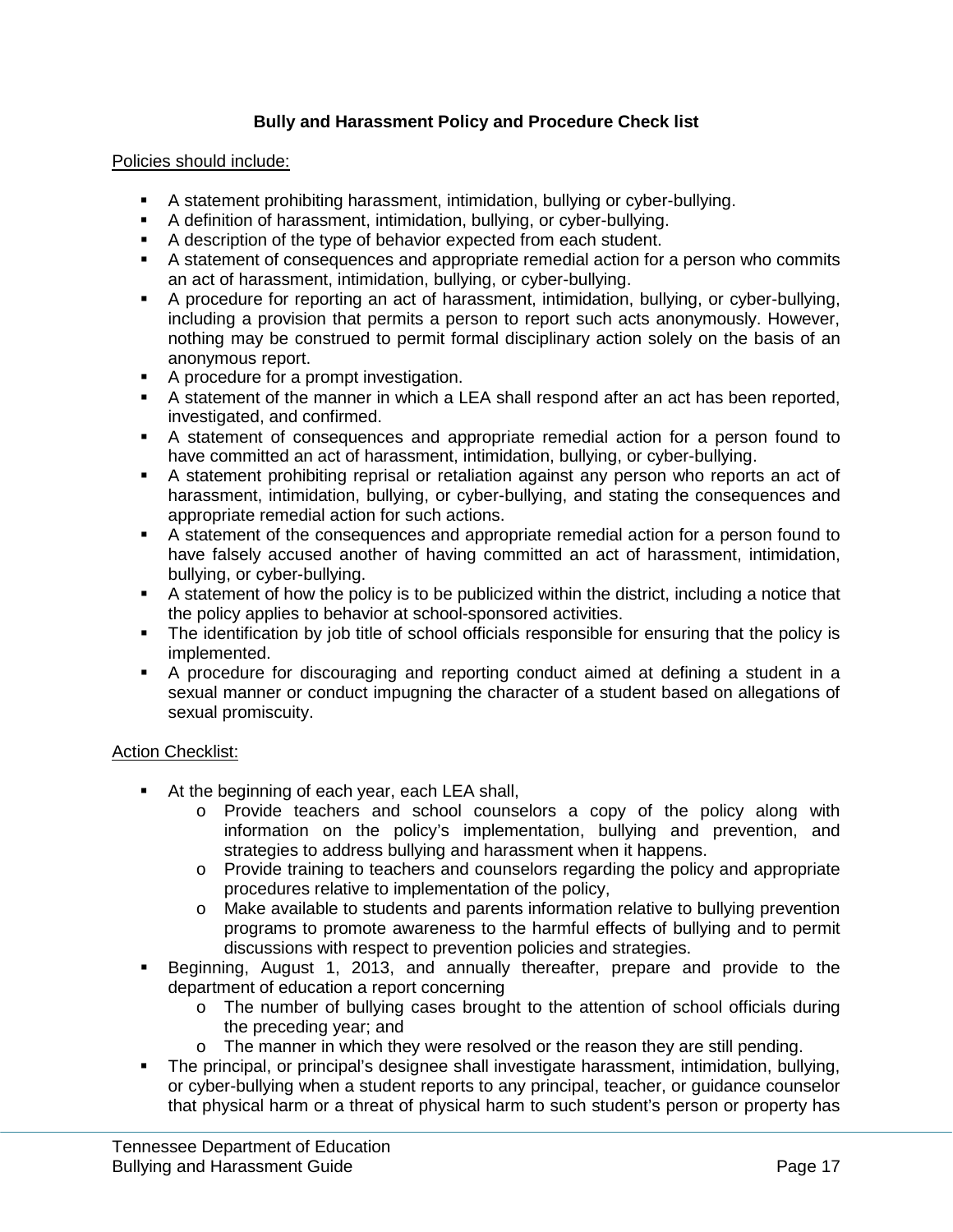**Bully and Harassment Policy and Procedure Check list**

Policies should include:

- A statement prohibiting harassment, intimidation, bullying or cyber-bullying.
- A definition of harassment, intimidation, bullying, or cyber-bullying.
- A description of the type of behavior expected from each student.
- A statement of consequences and appropriate remedial action for a person who commits an act of harassment, intimidation, bullying, or cyber-bullying.
- A procedure for reporting an act of harassment, intimidation, bullying, or cyber-bullying, including a provision that permits a person to report such acts anonymously. However, nothing may be construed to permit formal disciplinary action solely on the basis of an anonymous report.
- A procedure for a prompt investigation.
- A statement of the manner in which a LEA shall respond after an act has been reported, investigated, and confirmed.
- A statement of consequences and appropriate remedial action for a person found to have committed an act of harassment, intimidation, bullying, or cyber-bullying.
- A statement prohibiting reprisal or retaliation against any person who reports an act of harassment, intimidation, bullying, or cyber-bullying, and stating the consequences and appropriate remedial action for such actions.
- A statement of the consequences and appropriate remedial action for a person found to have falsely accused another of having committed an act of harassment, intimidation, bullying, or cyber-bullying.
- A statement of how the policy is to be publicized within the district, including a notice that the policy applies to behavior at school-sponsored activities.
- The identification by job title of school officials responsible for ensuring that the policy is implemented.
- A procedure for discouraging and reporting conduct aimed at defining a student in a sexual manner or conduct impugning the character of a student based on allegations of sexual promiscuity.

Action Checklist:

- At the beginning of each year, each LEA shall,
  - Provide teachers and school counselors a copy of the policy along with information on the policy's implementation, bullying and prevention, and strategies to address bullying and harassment when it happens.
  - Provide training to teachers and counselors regarding the policy and appropriate procedures relative to implementation of the policy,
  - Make available to students and parents information relative to bullying prevention programs to promote awareness to the harmful effects of bullying and to permit discussions with respect to prevention policies and strategies.
- Beginning, August 1, 2013, and annually thereafter, prepare and provide to the department of education a report concerning
  - The number of bullying cases brought to the attention of school officials during the preceding year; and
  - The manner in which they were resolved or the reason they are still pending.
- The principal, or principal's designee shall investigate harassment, intimidation, bullying, or cyber-bullying when a student reports to any principal, teacher, or guidance counselor that physical harm or a threat of physical harm to such student's person or property has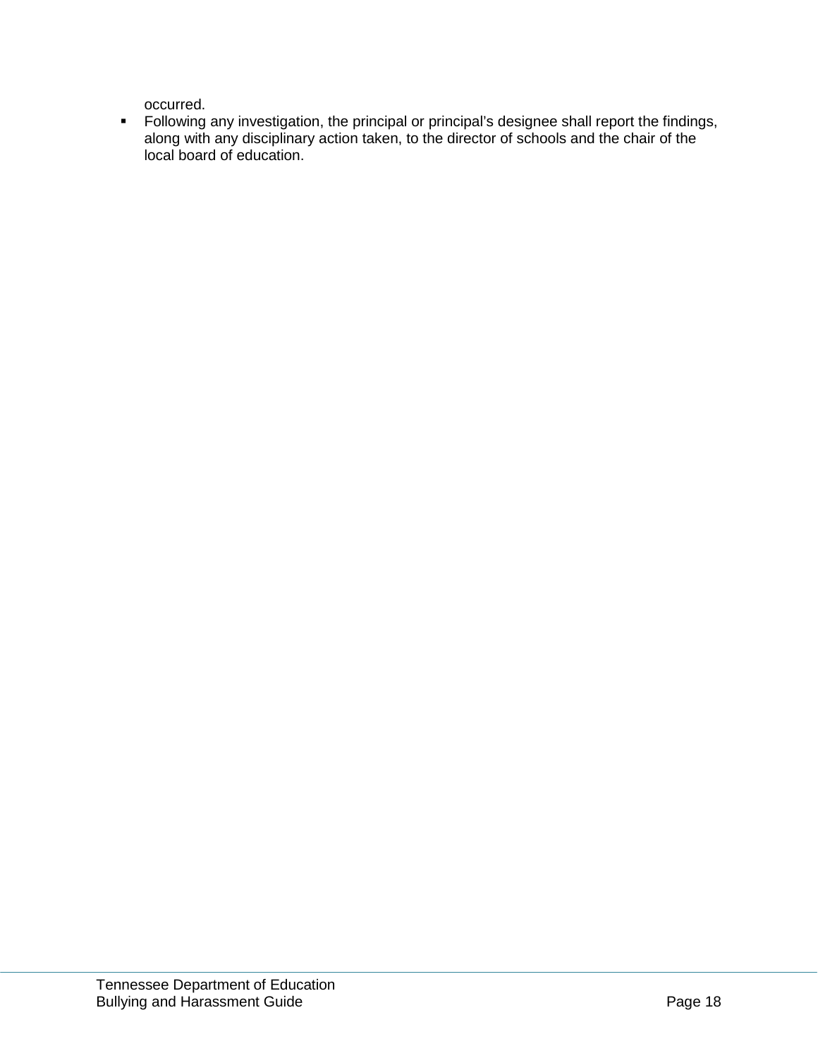occurred.

- Following any investigation, the principal or principal's designee shall report the findings, along with any disciplinary action taken, to the director of schools and the chair of the local board of education.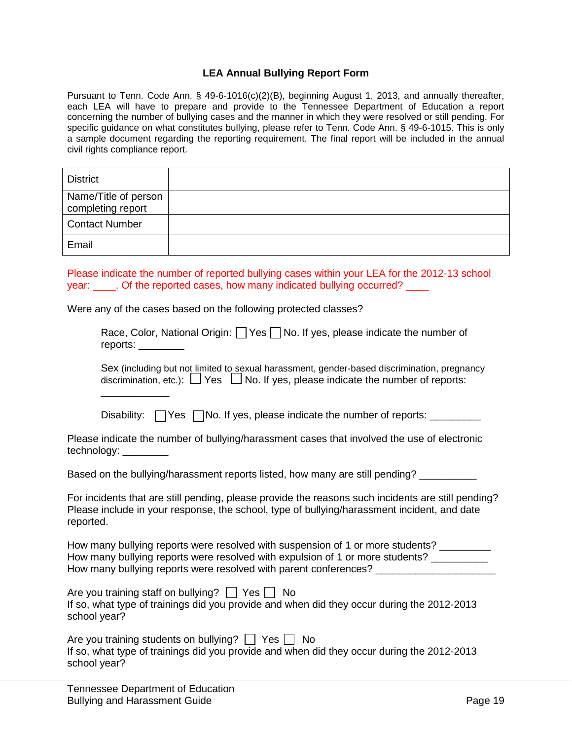**LEA Annual Bullying Report Form**

Pursuant to Tenn. Code Ann. § 49-6-1016(c)(2)(B), beginning August 1, 2013, and annually thereafter, each LEA will have to prepare and provide to the Tennessee Department of Education a report concerning the number of bullying cases and the manner in which they were resolved or still pending. For specific guidance on what constitutes bullying, please refer to Tenn. Code Ann. § 49-6-1015. This is only a sample document regarding the reporting requirement. The final report will be included in the annual civil rights compliance report.

| District | |
|---|---|
| Name/Title of person completing report | |
| Contact Number | |
| Email | |

Please indicate the number of reported bullying cases within your LEA for the 2012-13 school year: ____. Of the reported cases, how many indicated bullying occurred? ____

Were any of the cases based on the following protected classes?

Race, Color, National Origin: ☐ Yes ☐ No. If yes, please indicate the number of reports: ________

Sex (including but not limited to sexual harassment, gender-based discrimination, pregnancy discrimination, etc.): ☐ Yes ☐ No. If yes, please indicate the number of reports: ____________

Disability: ☐ Yes ☐ No. If yes, please indicate the number of reports: _________

Please indicate the number of bullying/harassment cases that involved the use of electronic technology: ________

Based on the bullying/harassment reports listed, how many are still pending? __________

For incidents that are still pending, please provide the reasons such incidents are still pending? Please include in your response, the school, type of bullying/harassment incident, and date reported.

How many bullying reports were resolved with suspension of 1 or more students? _________
How many bullying reports were resolved with expulsion of 1 or more students? __________
How many bullying reports were resolved with parent conferences? _____________________

Are you training staff on bullying? ☐ Yes ☐ No
If so, what type of trainings did you provide and when did they occur during the 2012-2013 school year?

Are you training students on bullying? ☐ Yes ☐ No
If so, what type of trainings did you provide and when did they occur during the 2012-2013 school year?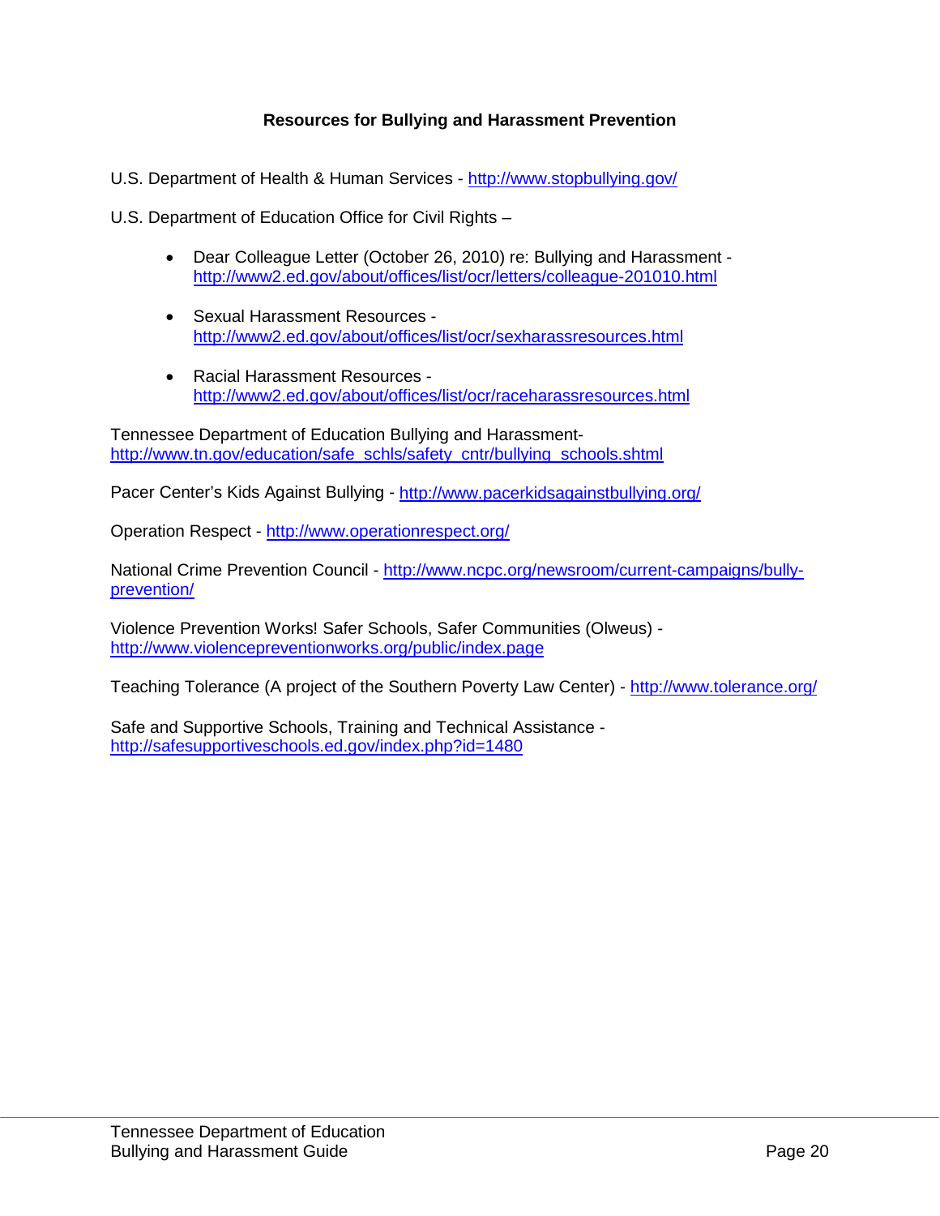### Resources for Bullying and Harassment Prevention

U.S. Department of Health & Human Services - http://www.stopbullying.gov/

U.S. Department of Education Office for Civil Rights –

- Dear Colleague Letter (October 26, 2010) re: Bullying and Harassment - http://www2.ed.gov/about/offices/list/ocr/letters/colleague-201010.html
- Sexual Harassment Resources - http://www2.ed.gov/about/offices/list/ocr/sexharassresources.html
- Racial Harassment Resources - http://www2.ed.gov/about/offices/list/ocr/raceharassresources.html

Tennessee Department of Education Bullying and Harassment- http://www.tn.gov/education/safe_schls/safety_cntr/bullying_schools.shtml

Pacer Center's Kids Against Bullying - http://www.pacerkidsagainstbullying.org/

Operation Respect - http://www.operationrespect.org/

National Crime Prevention Council - http://www.ncpc.org/newsroom/current-campaigns/bully-prevention/

Violence Prevention Works! Safer Schools, Safer Communities (Olweus) - http://www.violencepreventionworks.org/public/index.page

Teaching Tolerance (A project of the Southern Poverty Law Center) - http://www.tolerance.org/

Safe and Supportive Schools, Training and Technical Assistance - http://safesupportiveschools.ed.gov/index.php?id=1480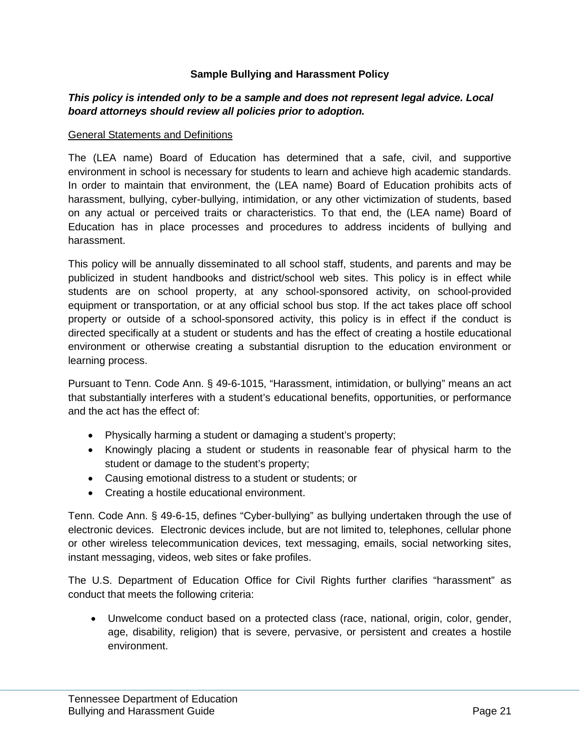**Sample Bullying and Harassment Policy**

***This policy is intended only to be a sample and does not represent legal advice. Local board attorneys should review all policies prior to adoption.***

General Statements and Definitions

The (LEA name) Board of Education has determined that a safe, civil, and supportive environment in school is necessary for students to learn and achieve high academic standards. In order to maintain that environment, the (LEA name) Board of Education prohibits acts of harassment, bullying, cyber-bullying, intimidation, or any other victimization of students, based on any actual or perceived traits or characteristics. To that end, the (LEA name) Board of Education has in place processes and procedures to address incidents of bullying and harassment.

This policy will be annually disseminated to all school staff, students, and parents and may be publicized in student handbooks and district/school web sites. This policy is in effect while students are on school property, at any school-sponsored activity, on school-provided equipment or transportation, or at any official school bus stop. If the act takes place off school property or outside of a school-sponsored activity, this policy is in effect if the conduct is directed specifically at a student or students and has the effect of creating a hostile educational environment or otherwise creating a substantial disruption to the education environment or learning process.

Pursuant to Tenn. Code Ann. § 49-6-1015, "Harassment, intimidation, or bullying" means an act that substantially interferes with a student's educational benefits, opportunities, or performance and the act has the effect of:

- Physically harming a student or damaging a student's property;
- Knowingly placing a student or students in reasonable fear of physical harm to the student or damage to the student's property;
- Causing emotional distress to a student or students; or
- Creating a hostile educational environment.

Tenn. Code Ann. § 49-6-15, defines "Cyber-bullying" as bullying undertaken through the use of electronic devices. Electronic devices include, but are not limited to, telephones, cellular phone or other wireless telecommunication devices, text messaging, emails, social networking sites, instant messaging, videos, web sites or fake profiles.

The U.S. Department of Education Office for Civil Rights further clarifies "harassment" as conduct that meets the following criteria:

- Unwelcome conduct based on a protected class (race, national, origin, color, gender, age, disability, religion) that is severe, pervasive, or persistent and creates a hostile environment.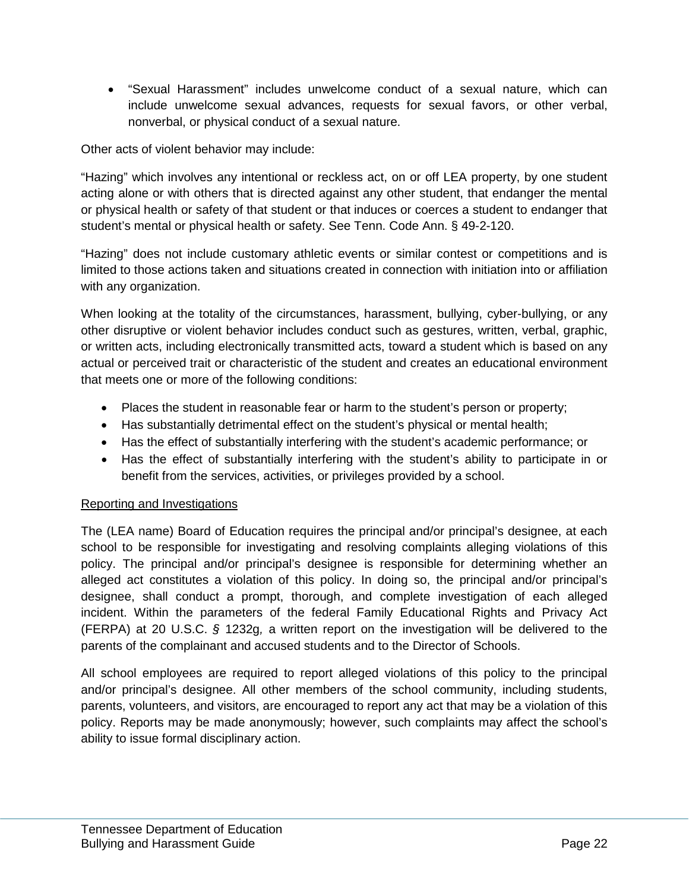- "Sexual Harassment" includes unwelcome conduct of a sexual nature, which can include unwelcome sexual advances, requests for sexual favors, or other verbal, nonverbal, or physical conduct of a sexual nature.

Other acts of violent behavior may include:

"Hazing" which involves any intentional or reckless act, on or off LEA property, by one student acting alone or with others that is directed against any other student, that endanger the mental or physical health or safety of that student or that induces or coerces a student to endanger that student's mental or physical health or safety. See Tenn. Code Ann. § 49-2-120.

"Hazing" does not include customary athletic events or similar contest or competitions and is limited to those actions taken and situations created in connection with initiation into or affiliation with any organization.

When looking at the totality of the circumstances, harassment, bullying, cyber-bullying, or any other disruptive or violent behavior includes conduct such as gestures, written, verbal, graphic, or written acts, including electronically transmitted acts, toward a student which is based on any actual or perceived trait or characteristic of the student and creates an educational environment that meets one or more of the following conditions:

- Places the student in reasonable fear or harm to the student's person or property;
- Has substantially detrimental effect on the student's physical or mental health;
- Has the effect of substantially interfering with the student's academic performance; or
- Has the effect of substantially interfering with the student's ability to participate in or benefit from the services, activities, or privileges provided by a school.

<u>Reporting and Investigations</u>

The (LEA name) Board of Education requires the principal and/or principal's designee, at each school to be responsible for investigating and resolving complaints alleging violations of this policy. The principal and/or principal's designee is responsible for determining whether an alleged act constitutes a violation of this policy. In doing so, the principal and/or principal's designee, shall conduct a prompt, thorough, and complete investigation of each alleged incident. Within the parameters of the federal Family Educational Rights and Privacy Act (FERPA) at 20 U.S.C. *§* 1232g*,* a written report on the investigation will be delivered to the parents of the complainant and accused students and to the Director of Schools.

All school employees are required to report alleged violations of this policy to the principal and/or principal's designee. All other members of the school community, including students, parents, volunteers, and visitors, are encouraged to report any act that may be a violation of this policy. Reports may be made anonymously; however, such complaints may affect the school's ability to issue formal disciplinary action.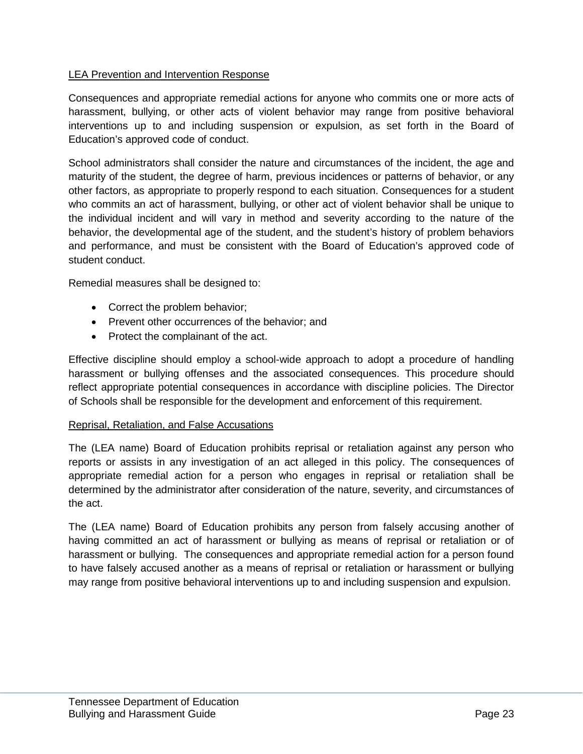LEA Prevention and Intervention Response

Consequences and appropriate remedial actions for anyone who commits one or more acts of harassment, bullying, or other acts of violent behavior may range from positive behavioral interventions up to and including suspension or expulsion, as set forth in the Board of Education's approved code of conduct.

School administrators shall consider the nature and circumstances of the incident, the age and maturity of the student, the degree of harm, previous incidences or patterns of behavior, or any other factors, as appropriate to properly respond to each situation. Consequences for a student who commits an act of harassment, bullying, or other act of violent behavior shall be unique to the individual incident and will vary in method and severity according to the nature of the behavior, the developmental age of the student, and the student's history of problem behaviors and performance, and must be consistent with the Board of Education's approved code of student conduct.

Remedial measures shall be designed to:

- Correct the problem behavior;
- Prevent other occurrences of the behavior; and
- Protect the complainant of the act.

Effective discipline should employ a school-wide approach to adopt a procedure of handling harassment or bullying offenses and the associated consequences. This procedure should reflect appropriate potential consequences in accordance with discipline policies. The Director of Schools shall be responsible for the development and enforcement of this requirement.

Reprisal, Retaliation, and False Accusations

The (LEA name) Board of Education prohibits reprisal or retaliation against any person who reports or assists in any investigation of an act alleged in this policy. The consequences of appropriate remedial action for a person who engages in reprisal or retaliation shall be determined by the administrator after consideration of the nature, severity, and circumstances of the act.

The (LEA name) Board of Education prohibits any person from falsely accusing another of having committed an act of harassment or bullying as means of reprisal or retaliation or of harassment or bullying. The consequences and appropriate remedial action for a person found to have falsely accused another as a means of reprisal or retaliation or harassment or bullying may range from positive behavioral interventions up to and including suspension and expulsion.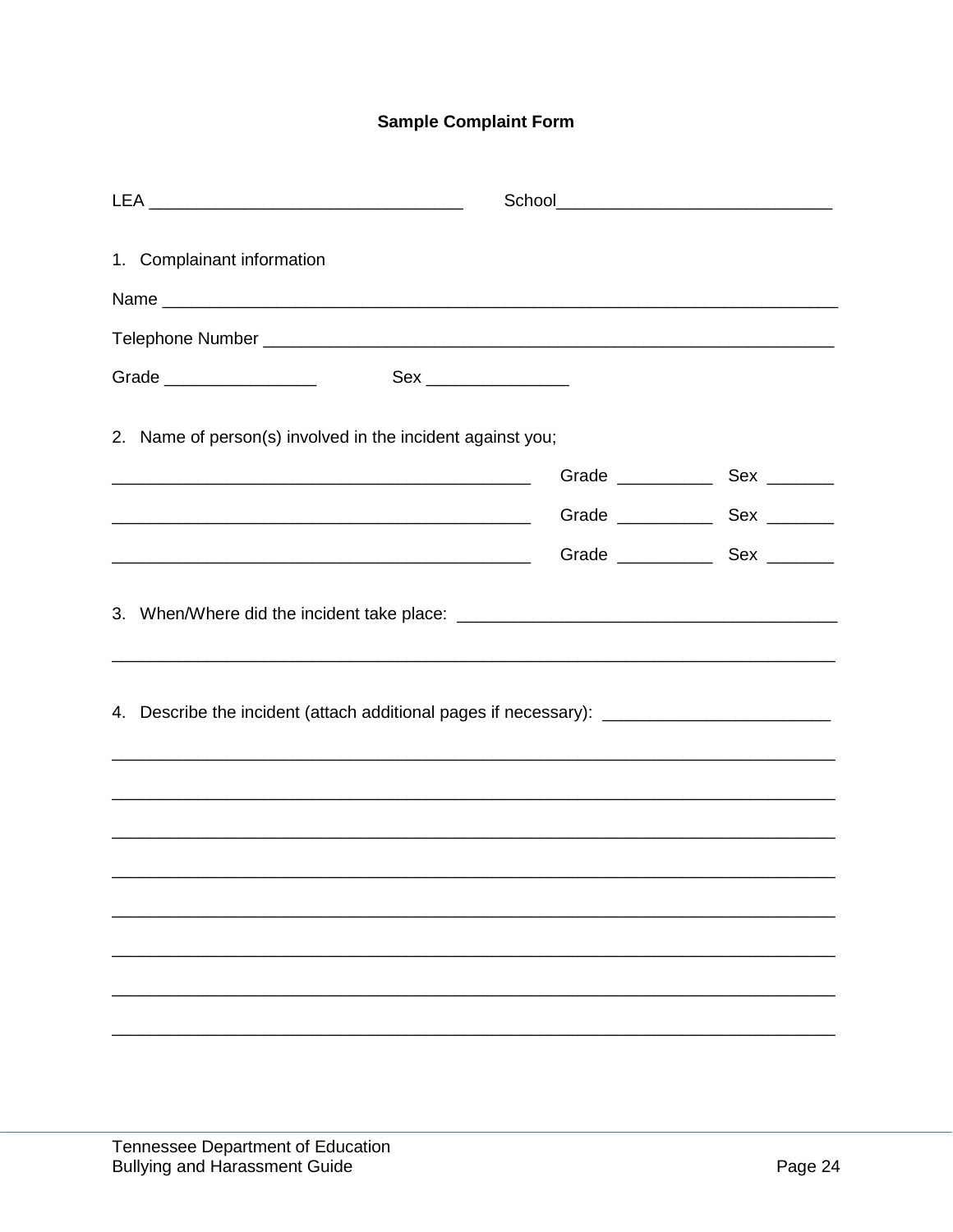**Sample Complaint Form**

LEA ________________________________ School____________________________

1. Complainant information

Name ___________________________________________________________________________

Telephone Number _________________________________________________________________

Grade ________________ Sex _______________

2. Name of person(s) involved in the incident against you;

____________________________________________ Grade __________ Sex _______

____________________________________________ Grade __________ Sex _______

____________________________________________ Grade __________ Sex _______

3. When/Where did the incident take place: ________________________________________

_____________________________________________________________________________

4. Describe the incident (attach additional pages if necessary): _______________________

_____________________________________________________________________________

_____________________________________________________________________________

_____________________________________________________________________________

_____________________________________________________________________________

_____________________________________________________________________________

_____________________________________________________________________________

_____________________________________________________________________________

_____________________________________________________________________________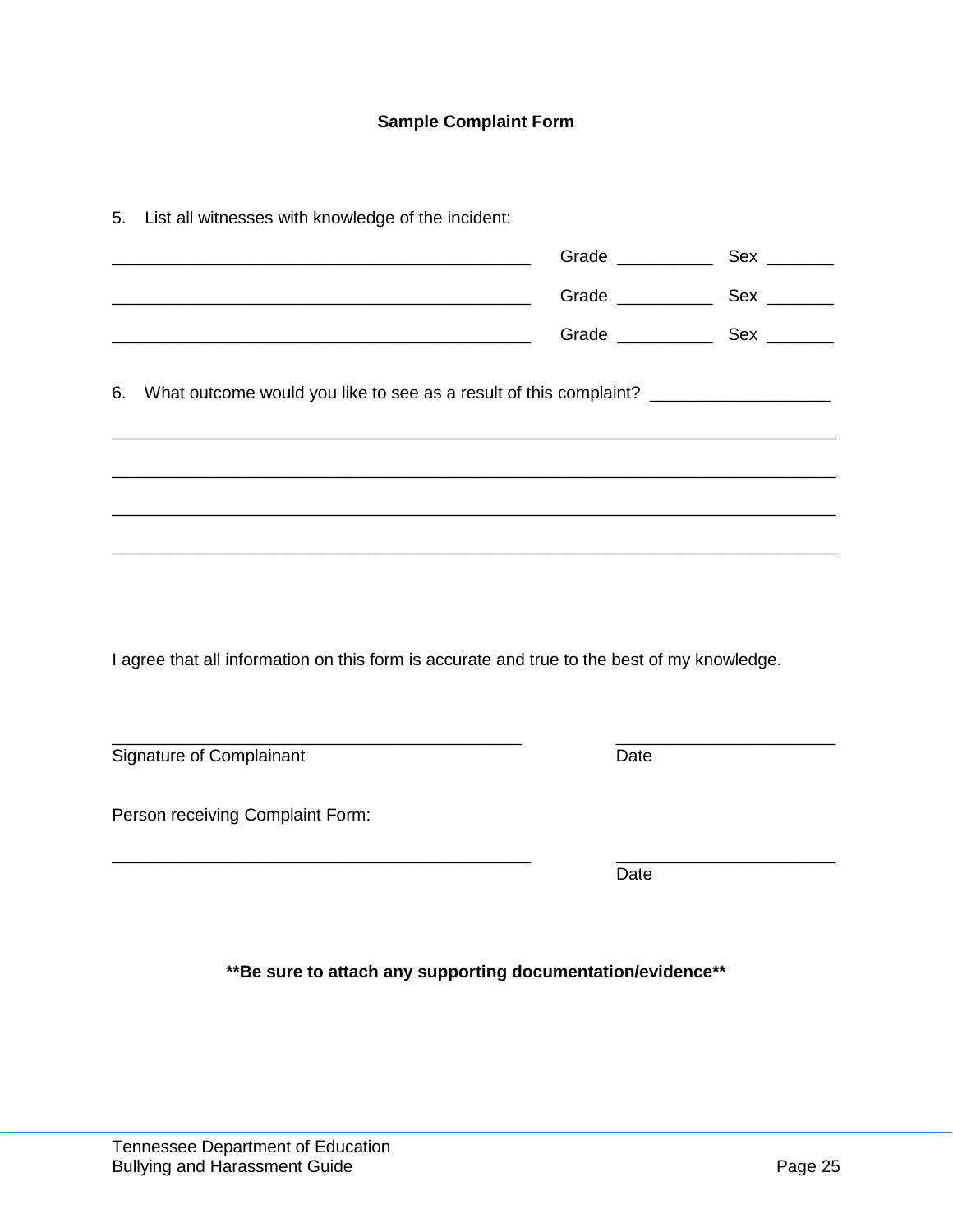**Sample Complaint Form**

5. List all witnesses with knowledge of the incident:

_____________________________________________ Grade __________ Sex _______

_____________________________________________ Grade __________ Sex _______

_____________________________________________ Grade __________ Sex _______

6. What outcome would you like to see as a result of this complaint? __________________

______________________________________________________________________________

______________________________________________________________________________

______________________________________________________________________________

______________________________________________________________________________

I agree that all information on this form is accurate and true to the best of my knowledge.

____________________________________________ _______________________

Signature of Complainant Date

Person receiving Complaint Form:

____________________________________________ _______________________

Date

**\*\*Be sure to attach any supporting documentation/evidence\*\***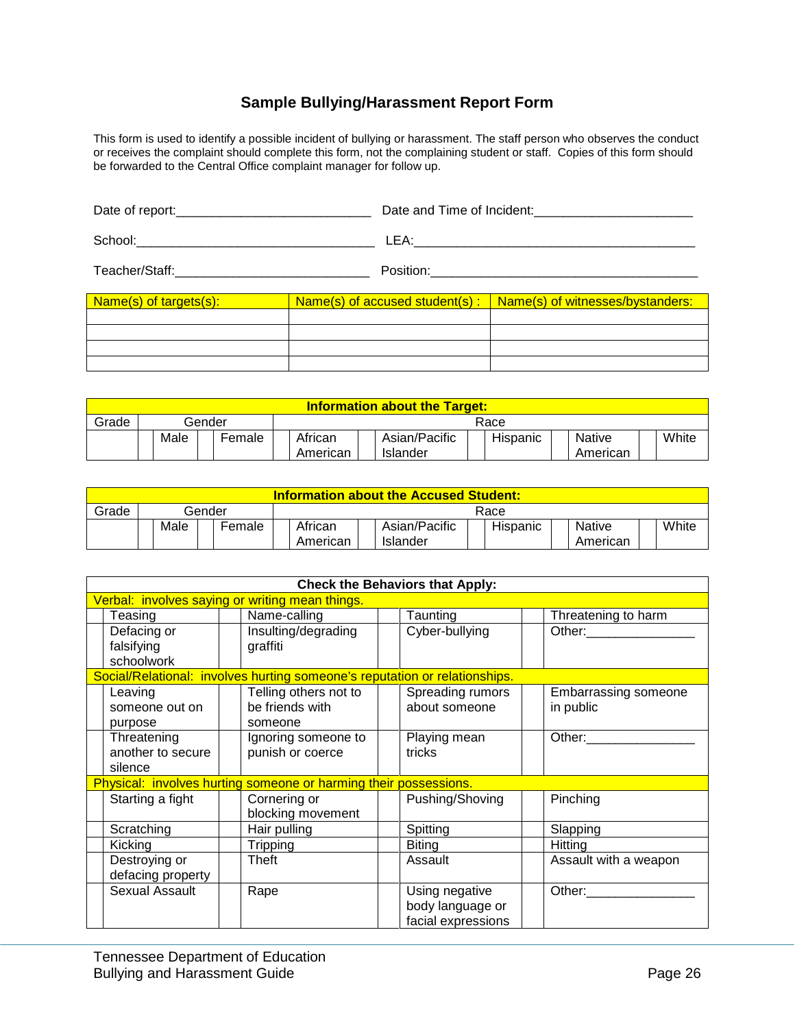## Sample Bullying/Harassment Report Form

This form is used to identify a possible incident of bullying or harassment. The staff person who observes the conduct or receives the complaint should complete this form, not the complaining student or staff. Copies of this form should be forwarded to the Central Office complaint manager for follow up.

Date of report:___________________________ Date and Time of Incident:______________________

School:_________________________________ LEA:________________________________________

Teacher/Staff:___________________________ Position:______________________________________

| Name(s) of targets(s): | Name(s) of accused student(s) : | Name(s) of witnesses/bystanders: |
|---|---|---|
| | | |
| | | |
| | | |
| | | |

| Information about the Target: | | | | | | | | | | | | | | |
|---|---|---|---|---|---|---|---|---|---|---|---|---|---|---|
| Grade | Gender | | | | Race | | | | | | | | | |
| | | Male | | Female | | African American | | Asian/Pacific Islander | | Hispanic | | Native American | | White |

| Information about the Accused Student: | | | | | | | | | | | | | | |
|---|---|---|---|---|---|---|---|---|---|---|---|---|---|---|
| Grade | Gender | | | | Race | | | | | | | | | |
| | | Male | | Female | | African American | | Asian/Pacific Islander | | Hispanic | | Native American | | White |

| Check the Behaviors that Apply: | | | | | | | |
|---|---|---|---|---|---|---|---|
| Verbal: involves saying or writing mean things. | | | | | | | |
| | Teasing | | Name-calling | | Taunting | | Threatening to harm |
| | Defacing or falsifying schoolwork | | Insulting/degrading graffiti | | Cyber-bullying | | Other:_______________ |
| Social/Relational: involves hurting someone's reputation or relationships. | | | | | | | |
| | Leaving someone out on purpose | | Telling others not to be friends with someone | | Spreading rumors about someone | | Embarrassing someone in public |
| | Threatening another to secure silence | | Ignoring someone to punish or coerce | | Playing mean tricks | | Other:_______________ |
| Physical: involves hurting someone or harming their possessions. | | | | | | | |
| | Starting a fight | | Cornering or blocking movement | | Pushing/Shoving | | Pinching |
| | Scratching | | Hair pulling | | Spitting | | Slapping |
| | Kicking | | Tripping | | Biting | | Hitting |
| | Destroying or defacing property | | Theft | | Assault | | Assault with a weapon |
| | Sexual Assault | | Rape | | Using negative body language or facial expressions | | Other:_______________ |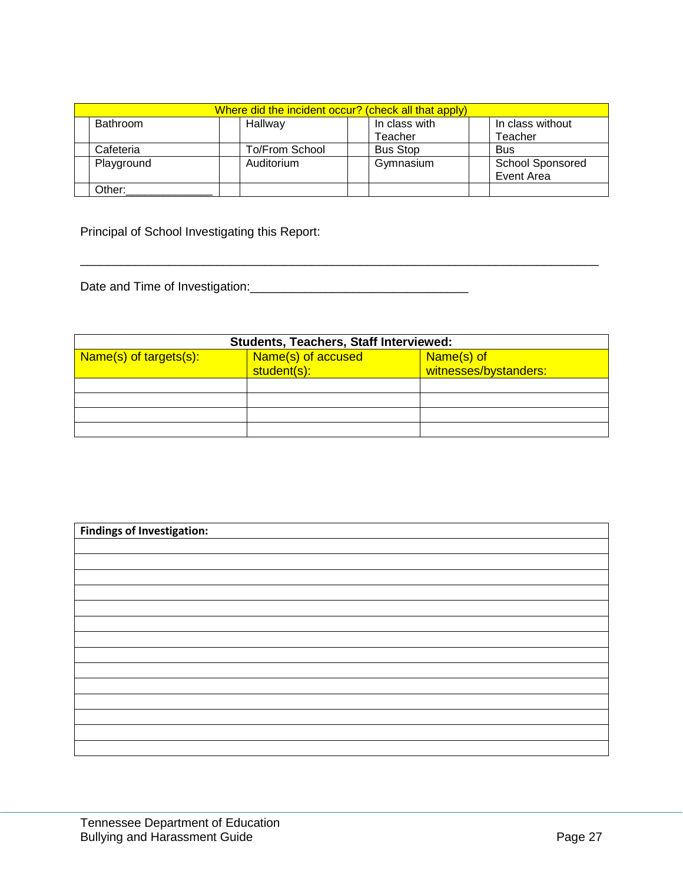| Where did the incident occur? (check all that apply) | | | | | | | |
|---|---|---|---|---|---|---|---|
| | Bathroom | | Hallway | | In class with Teacher | | In class without Teacher |
| | Cafeteria | | To/From School | | Bus Stop | | Bus |
| | Playground | | Auditorium | | Gymnasium | | School Sponsored Event Area |
| | Other:_____________ | | | | | | |

Principal of School Investigating this Report:

_______________________________________________________________________________

Date and Time of Investigation:_________________________________

| Students, Teachers, Staff Interviewed: | | |
|---|---|---|
| Name(s) of targets(s): | Name(s) of accused student(s): | Name(s) of witnesses/bystanders: |
| | | |
| | | |
| | | |
| | | |

| **Findings of Investigation:** |
|---|
| |
| |
| |
| |
| |
| |
| |
| |
| |
| |
| |
| |
| |
| |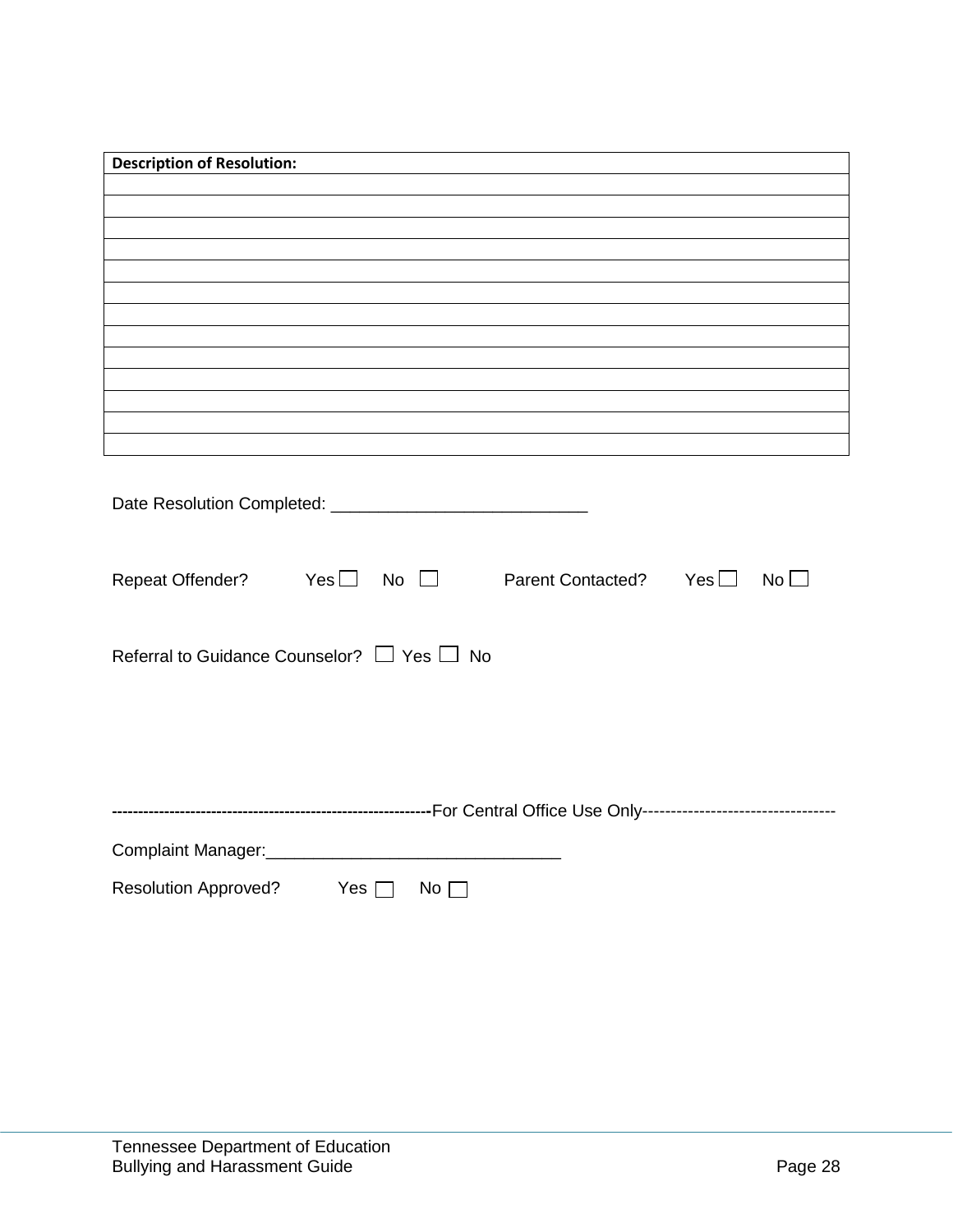| Description of Resolution: |
| --- |
| |
| |
| |
| |
| |
| |
| |
| |
| |
| |
| |
| |
| |

Date Resolution Completed: ___________________________

Repeat Offender? Yes ☐ No ☐ Parent Contacted? Yes ☐ No ☐

Referral to Guidance Counselor? ☐ Yes ☐ No

-----------------------------------------------------------For Central Office Use Only----------------------------------

Complaint Manager:_______________________________

Resolution Approved? Yes ☐ No ☐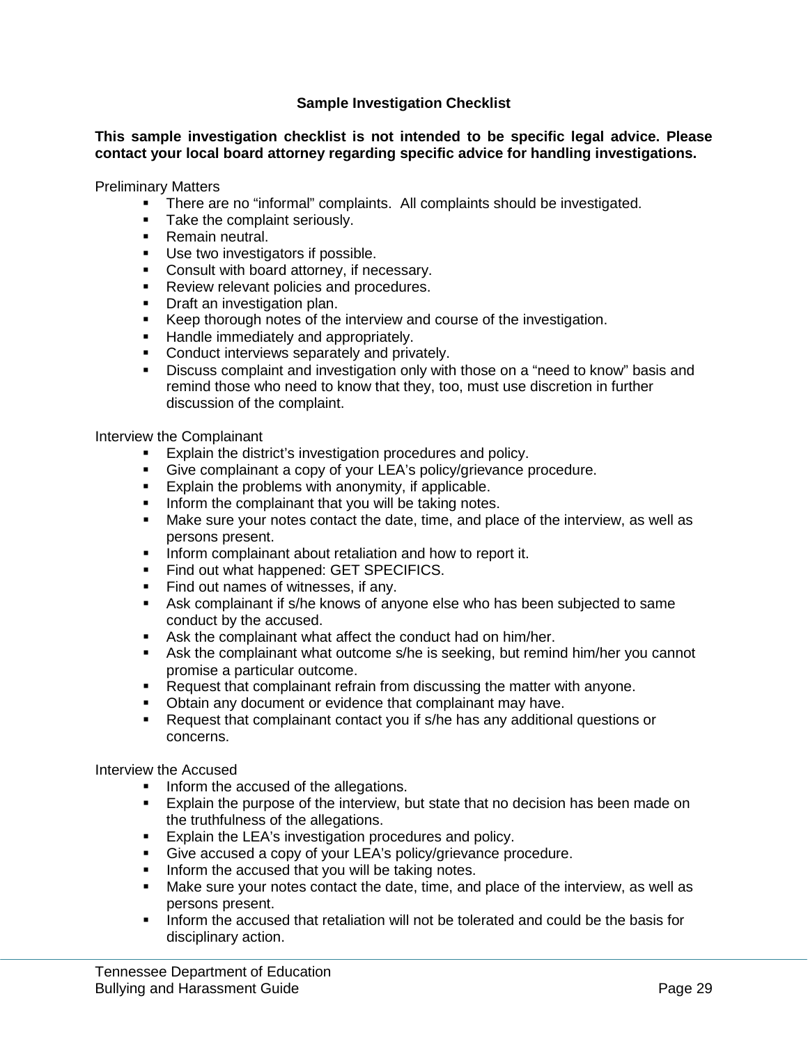### Sample Investigation Checklist

**This sample investigation checklist is not intended to be specific legal advice. Please contact your local board attorney regarding specific advice for handling investigations.**

Preliminary Matters

- There are no "informal" complaints. All complaints should be investigated.
- Take the complaint seriously.
- Remain neutral.
- Use two investigators if possible.
- Consult with board attorney, if necessary.
- Review relevant policies and procedures.
- Draft an investigation plan.
- Keep thorough notes of the interview and course of the investigation.
- Handle immediately and appropriately.
- Conduct interviews separately and privately.
- Discuss complaint and investigation only with those on a "need to know" basis and remind those who need to know that they, too, must use discretion in further discussion of the complaint.

Interview the Complainant

- Explain the district's investigation procedures and policy.
- Give complainant a copy of your LEA's policy/grievance procedure.
- Explain the problems with anonymity, if applicable.
- Inform the complainant that you will be taking notes.
- Make sure your notes contact the date, time, and place of the interview, as well as persons present.
- Inform complainant about retaliation and how to report it.
- Find out what happened: GET SPECIFICS.
- Find out names of witnesses, if any.
- Ask complainant if s/he knows of anyone else who has been subjected to same conduct by the accused.
- Ask the complainant what affect the conduct had on him/her.
- Ask the complainant what outcome s/he is seeking, but remind him/her you cannot promise a particular outcome.
- Request that complainant refrain from discussing the matter with anyone.
- Obtain any document or evidence that complainant may have.
- Request that complainant contact you if s/he has any additional questions or concerns.

Interview the Accused

- Inform the accused of the allegations.
- Explain the purpose of the interview, but state that no decision has been made on the truthfulness of the allegations.
- Explain the LEA's investigation procedures and policy.
- Give accused a copy of your LEA's policy/grievance procedure.
- Inform the accused that you will be taking notes.
- Make sure your notes contact the date, time, and place of the interview, as well as persons present.
- Inform the accused that retaliation will not be tolerated and could be the basis for disciplinary action.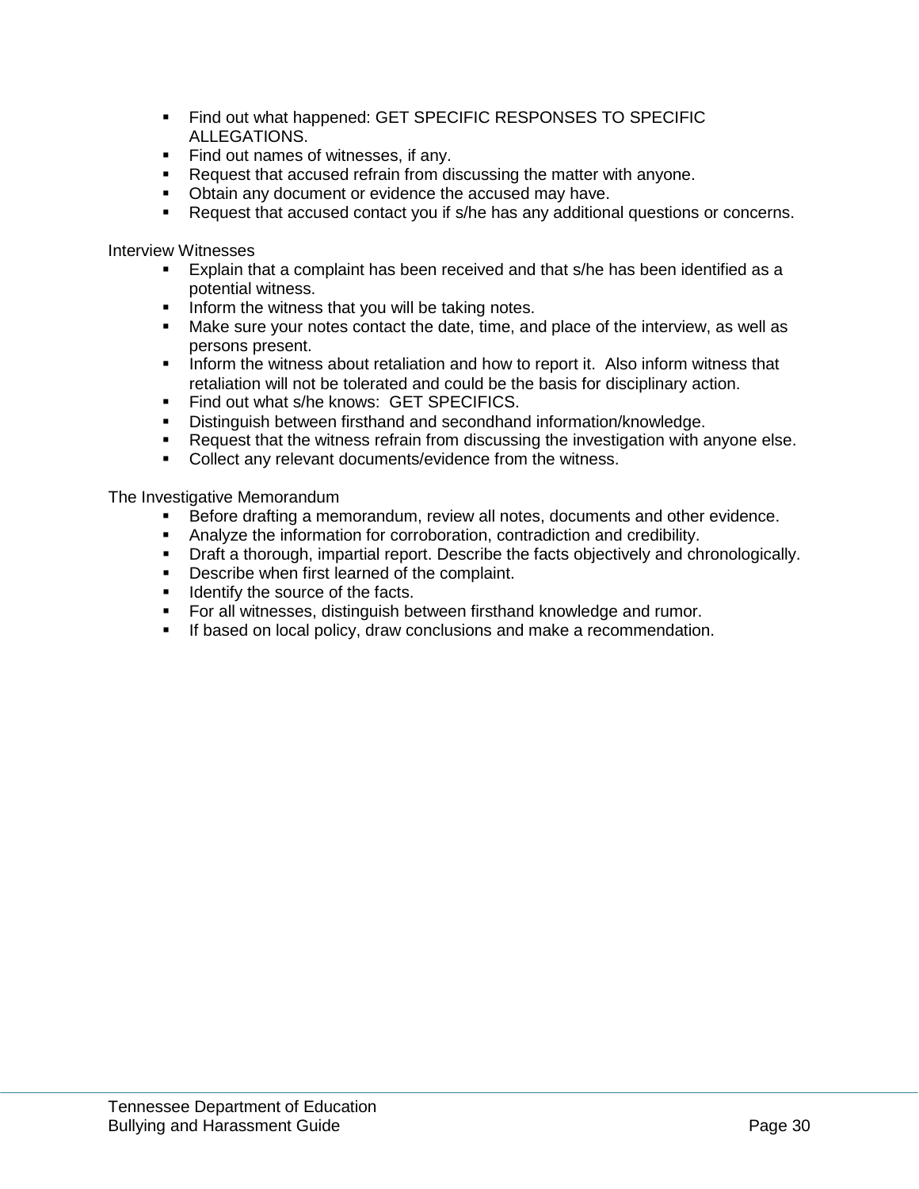- Find out what happened: GET SPECIFIC RESPONSES TO SPECIFIC ALLEGATIONS.
- Find out names of witnesses, if any.
- Request that accused refrain from discussing the matter with anyone.
- Obtain any document or evidence the accused may have.
- Request that accused contact you if s/he has any additional questions or concerns.

Interview Witnesses

- Explain that a complaint has been received and that s/he has been identified as a potential witness.
- Inform the witness that you will be taking notes.
- Make sure your notes contact the date, time, and place of the interview, as well as persons present.
- Inform the witness about retaliation and how to report it. Also inform witness that retaliation will not be tolerated and could be the basis for disciplinary action.
- Find out what s/he knows: GET SPECIFICS.
- Distinguish between firsthand and secondhand information/knowledge.
- Request that the witness refrain from discussing the investigation with anyone else.
- Collect any relevant documents/evidence from the witness.

The Investigative Memorandum

- Before drafting a memorandum, review all notes, documents and other evidence.
- Analyze the information for corroboration, contradiction and credibility.
- Draft a thorough, impartial report. Describe the facts objectively and chronologically.
- Describe when first learned of the complaint.
- Identify the source of the facts.
- For all witnesses, distinguish between firsthand knowledge and rumor.
- If based on local policy, draw conclusions and make a recommendation.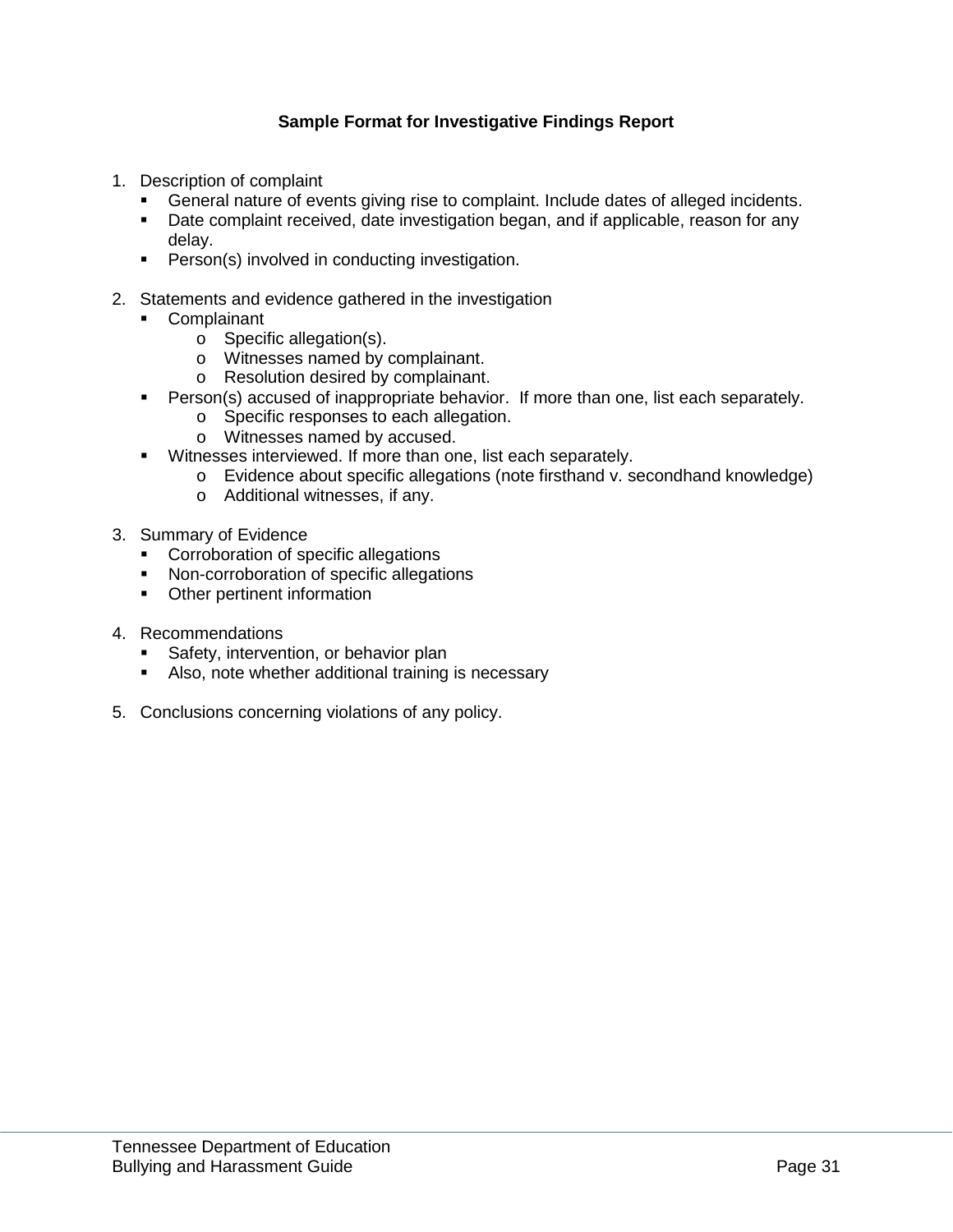**Sample Format for Investigative Findings Report**

1. Description of complaint
   - General nature of events giving rise to complaint. Include dates of alleged incidents.
   - Date complaint received, date investigation began, and if applicable, reason for any delay.
   - Person(s) involved in conducting investigation.

2. Statements and evidence gathered in the investigation
   - Complainant
     - Specific allegation(s).
     - Witnesses named by complainant.
     - Resolution desired by complainant.
   - Person(s) accused of inappropriate behavior. If more than one, list each separately.
     - Specific responses to each allegation.
     - Witnesses named by accused.
   - Witnesses interviewed. If more than one, list each separately.
     - Evidence about specific allegations (note firsthand v. secondhand knowledge)
     - Additional witnesses, if any.

3. Summary of Evidence
   - Corroboration of specific allegations
   - Non-corroboration of specific allegations
   - Other pertinent information

4. Recommendations
   - Safety, intervention, or behavior plan
   - Also, note whether additional training is necessary

5. Conclusions concerning violations of any policy.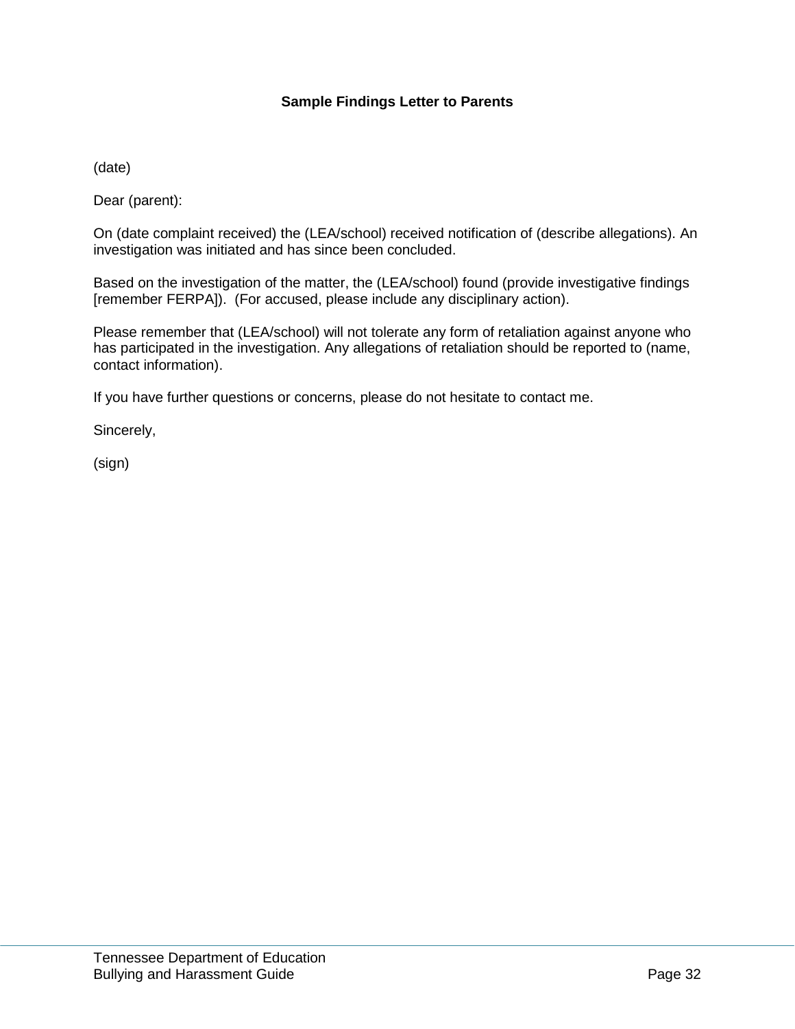**Sample Findings Letter to Parents**

(date)

Dear (parent):

On (date complaint received) the (LEA/school) received notification of (describe allegations). An investigation was initiated and has since been concluded.

Based on the investigation of the matter, the (LEA/school) found (provide investigative findings [remember FERPA]). (For accused, please include any disciplinary action).

Please remember that (LEA/school) will not tolerate any form of retaliation against anyone who has participated in the investigation. Any allegations of retaliation should be reported to (name, contact information).

If you have further questions or concerns, please do not hesitate to contact me.

Sincerely,

(sign)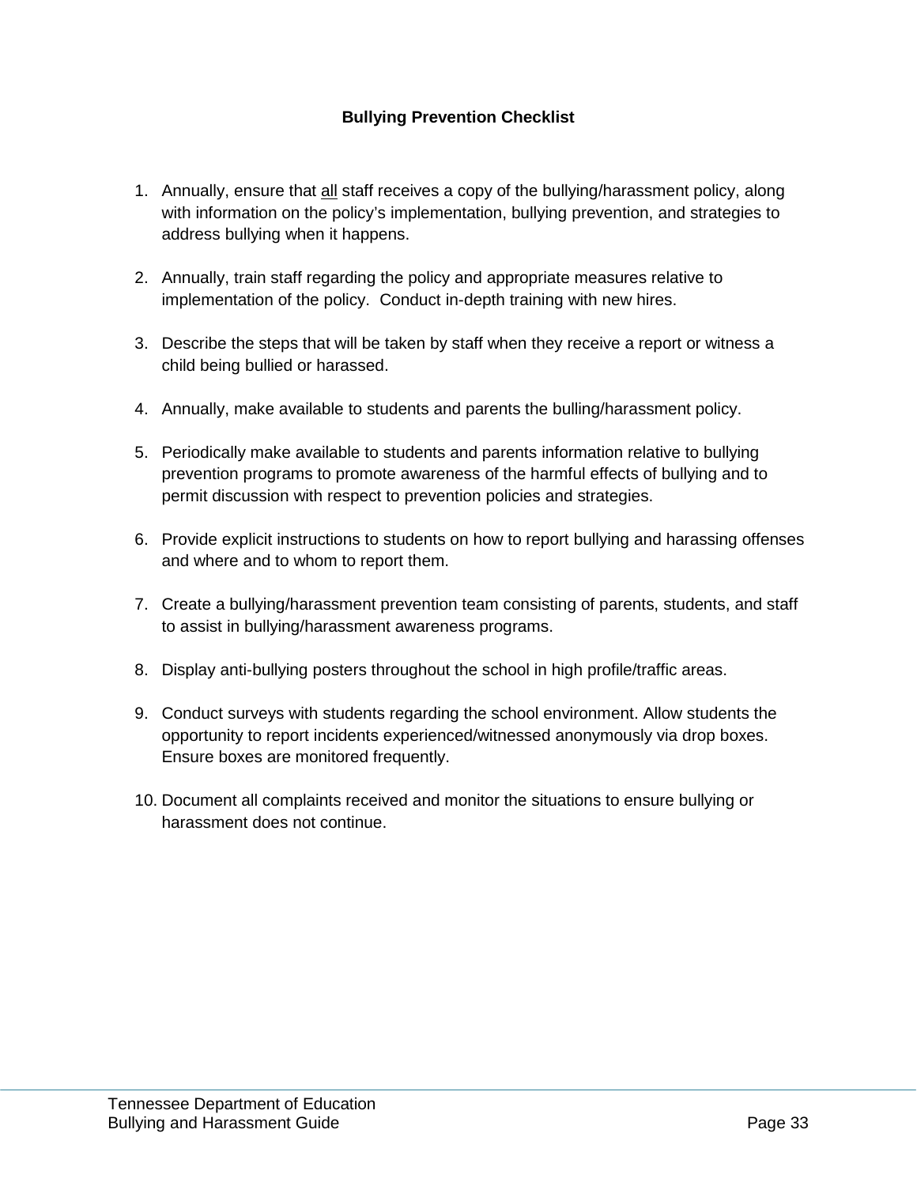**Bullying Prevention Checklist**

1. Annually, ensure that all staff receives a copy of the bullying/harassment policy, along with information on the policy's implementation, bullying prevention, and strategies to address bullying when it happens.

2. Annually, train staff regarding the policy and appropriate measures relative to implementation of the policy.  Conduct in-depth training with new hires.

3. Describe the steps that will be taken by staff when they receive a report or witness a child being bullied or harassed.

4. Annually, make available to students and parents the bulling/harassment policy.

5. Periodically make available to students and parents information relative to bullying prevention programs to promote awareness of the harmful effects of bullying and to permit discussion with respect to prevention policies and strategies.

6. Provide explicit instructions to students on how to report bullying and harassing offenses and where and to whom to report them.

7. Create a bullying/harassment prevention team consisting of parents, students, and staff to assist in bullying/harassment awareness programs.

8. Display anti-bullying posters throughout the school in high profile/traffic areas.

9. Conduct surveys with students regarding the school environment. Allow students the opportunity to report incidents experienced/witnessed anonymously via drop boxes. Ensure boxes are monitored frequently.

10. Document all complaints received and monitor the situations to ensure bullying or harassment does not continue.